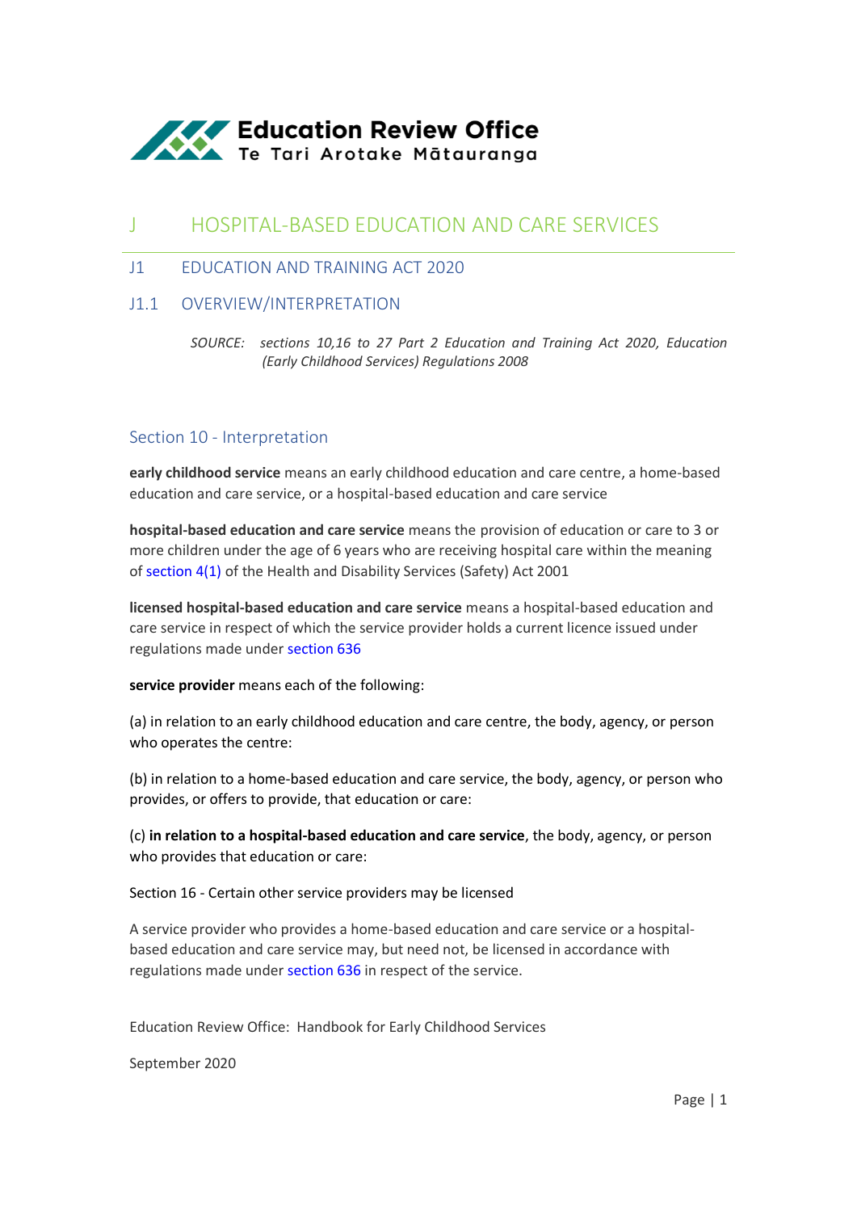# J HOSPITAL-BASED EDUCATION AND CARE SERVICES

## J1 EDUCATION AND TRAINING ACT 2020

### J1.1 OVERVIEW/INTERPRETATION

*SOURCE: sections 10,16 to 27 Part 2 Education and Training Act 2020, Education (Early Childhood Services) Regulations 2008*

#### Section 10 - Interpretation

**early childhood service** means an early childhood education and care centre, a home-based education and care service, or a hospital-based education and care service

**hospital-based education and care service** means the provision of education or care to 3 or more children under the age of 6 years who are receiving hospital care within the meaning of section 4(1) of the Health and Disability Services (Safety) Act 2001

**licensed hospital-based education and care service** means a hospital-based education and care service in respect of which the service provider holds a current licence issued under regulations made under section 636

**service provider** means each of the following:

(a) in relation to an early childhood education and care centre, the body, agency, or person who operates the centre:

(b) in relation to a home-based education and care service, the body, agency, or person who provides, or offers to provide, that education or care:

(c) **in relation to a hospital-based education and care service**, the body, agency, or person who provides that education or care:

Section 16 - Certain other service providers may be licensed

A service provider who provides a home-based education and care service or a hospital-based education and care service may, but need not, be licensed in accordance with regulations made under section 636 in respect of the service.

Education Review Office: Handbook for Early Childhood Services

September 2020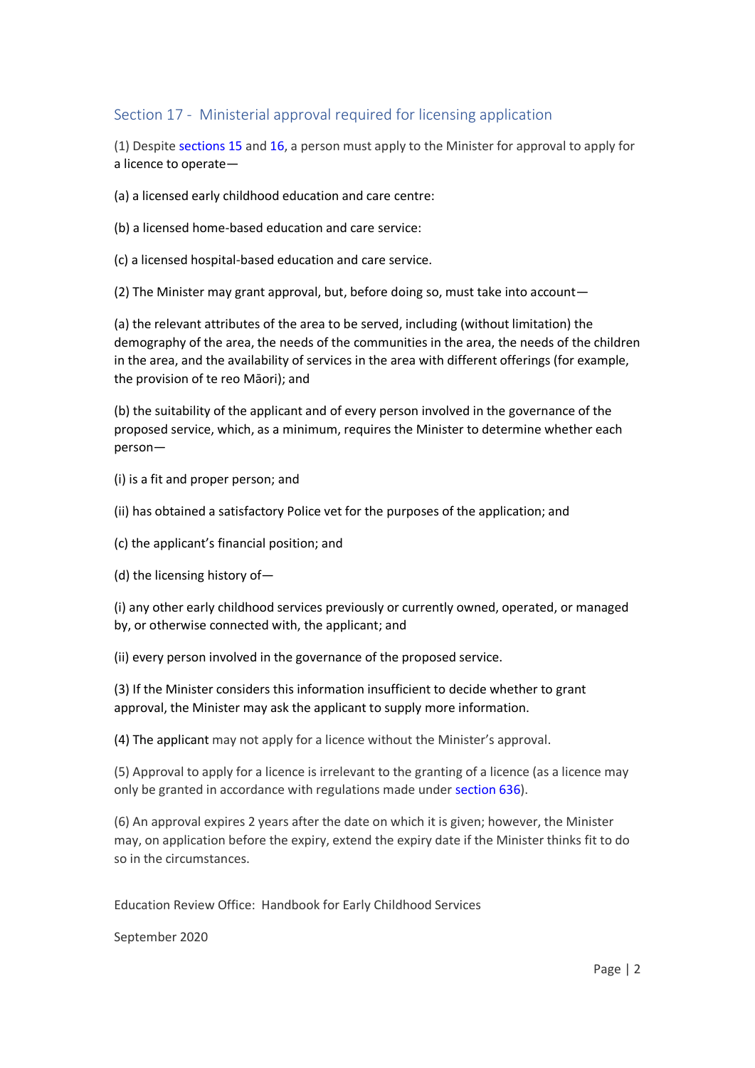## Section 17 - Ministerial approval required for licensing application

(1) Despite sections 15 and 16, a person must apply to the Minister for approval to apply for a licence to operate—

(a) a licensed early childhood education and care centre:

(b) a licensed home-based education and care service:

(c) a licensed hospital-based education and care service.

(2) The Minister may grant approval, but, before doing so, must take into account—

(a) the relevant attributes of the area to be served, including (without limitation) the demography of the area, the needs of the communities in the area, the needs of the children in the area, and the availability of services in the area with different offerings (for example, the provision of te reo Māori); and

(b) the suitability of the applicant and of every person involved in the governance of the proposed service, which, as a minimum, requires the Minister to determine whether each person—

(i) is a fit and proper person; and

(ii) has obtained a satisfactory Police vet for the purposes of the application; and

(c) the applicant's financial position; and

(d) the licensing history of—

(i) any other early childhood services previously or currently owned, operated, or managed by, or otherwise connected with, the applicant; and

(ii) every person involved in the governance of the proposed service.

(3) If the Minister considers this information insufficient to decide whether to grant approval, the Minister may ask the applicant to supply more information.

(4) The applicant may not apply for a licence without the Minister's approval.

(5) Approval to apply for a licence is irrelevant to the granting of a licence (as a licence may only be granted in accordance with regulations made under section 636).

(6) An approval expires 2 years after the date on which it is given; however, the Minister may, on application before the expiry, extend the expiry date if the Minister thinks fit to do so in the circumstances.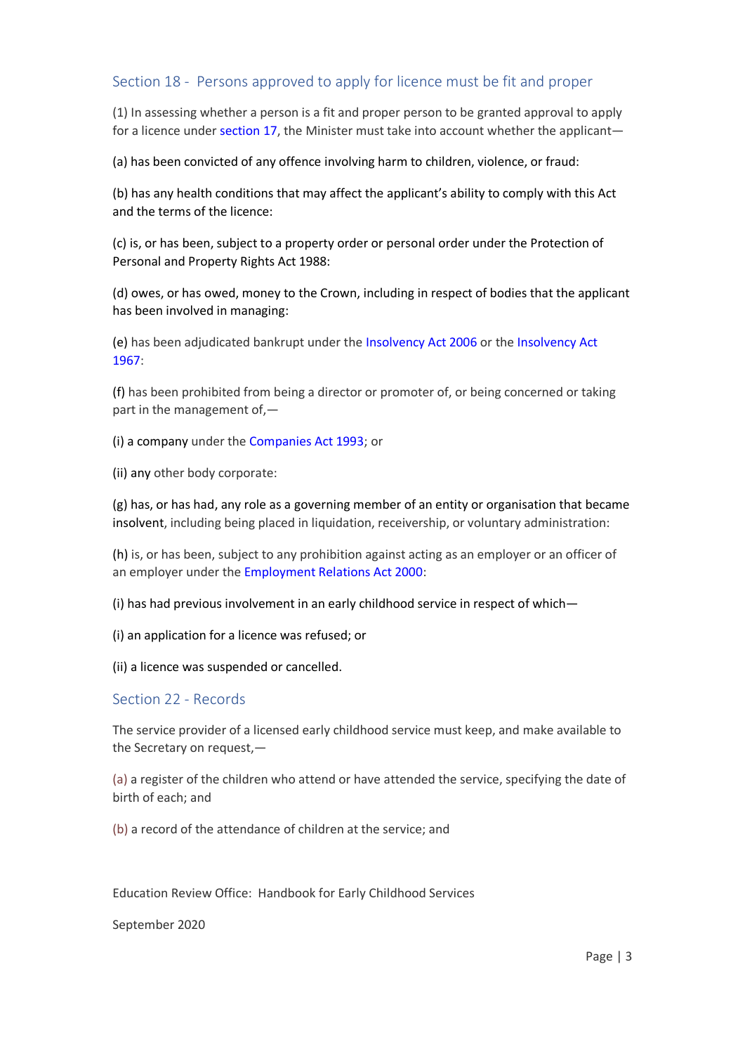## Section 18 - Persons approved to apply for licence must be fit and proper

(1) In assessing whether a person is a fit and proper person to be granted approval to apply for a licence under section 17, the Minister must take into account whether the applicant—

(a) has been convicted of any offence involving harm to children, violence, or fraud:

(b) has any health conditions that may affect the applicant's ability to comply with this Act and the terms of the licence:

(c) is, or has been, subject to a property order or personal order under the Protection of Personal and Property Rights Act 1988:

(d) owes, or has owed, money to the Crown, including in respect of bodies that the applicant has been involved in managing:

(e) has been adjudicated bankrupt under the Insolvency Act 2006 or the Insolvency Act 1967:

(f) has been prohibited from being a director or promoter of, or being concerned or taking part in the management of,—

(i) a company under the Companies Act 1993; or

(ii) any other body corporate:

(g) has, or has had, any role as a governing member of an entity or organisation that became insolvent, including being placed in liquidation, receivership, or voluntary administration:

(h) is, or has been, subject to any prohibition against acting as an employer or an officer of an employer under the Employment Relations Act 2000:

(i) has had previous involvement in an early childhood service in respect of which—

(i) an application for a licence was refused; or

(ii) a licence was suspended or cancelled.

## Section 22 - Records

The service provider of a licensed early childhood service must keep, and make available to the Secretary on request,—

(a) a register of the children who attend or have attended the service, specifying the date of birth of each; and

(b) a record of the attendance of children at the service; and

Education Review Office: Handbook for Early Childhood Services

September 2020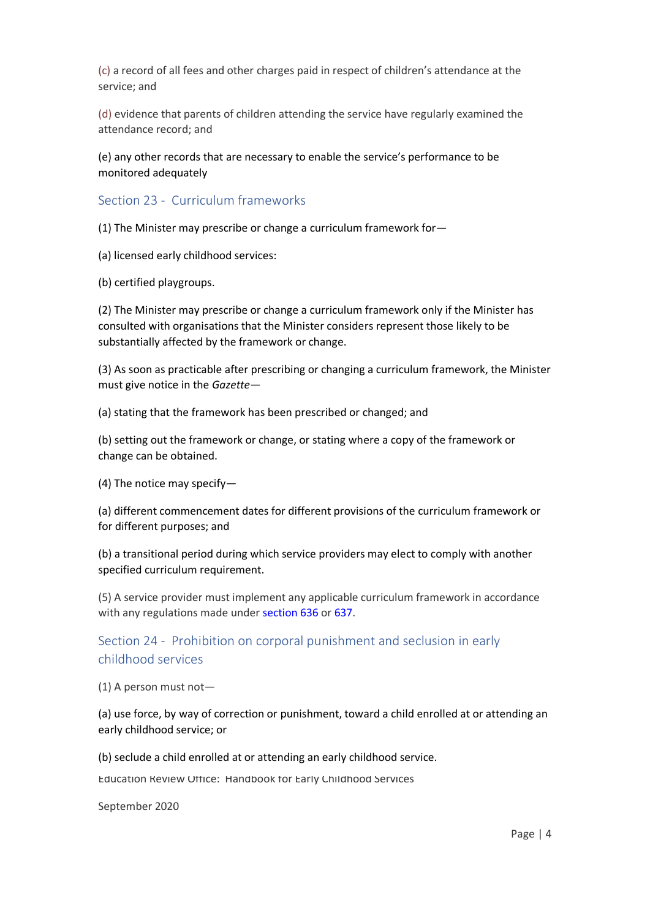(c) a record of all fees and other charges paid in respect of children's attendance at the service; and

(d) evidence that parents of children attending the service have regularly examined the attendance record; and

(e) any other records that are necessary to enable the service's performance to be monitored adequately

## Section 23 - Curriculum frameworks

(1) The Minister may prescribe or change a curriculum framework for—

(a) licensed early childhood services:

(b) certified playgroups.

(2) The Minister may prescribe or change a curriculum framework only if the Minister has consulted with organisations that the Minister considers represent those likely to be substantially affected by the framework or change.

(3) As soon as practicable after prescribing or changing a curriculum framework, the Minister must give notice in the *Gazette*—

(a) stating that the framework has been prescribed or changed; and

(b) setting out the framework or change, or stating where a copy of the framework or change can be obtained.

(4) The notice may specify—

(a) different commencement dates for different provisions of the curriculum framework or for different purposes; and

(b) a transitional period during which service providers may elect to comply with another specified curriculum requirement.

(5) A service provider must implement any applicable curriculum framework in accordance with any regulations made under section 636 or 637.

## Section 24 - Prohibition on corporal punishment and seclusion in early childhood services

(1) A person must not—

(a) use force, by way of correction or punishment, toward a child enrolled at or attending an early childhood service; or

(b) seclude a child enrolled at or attending an early childhood service.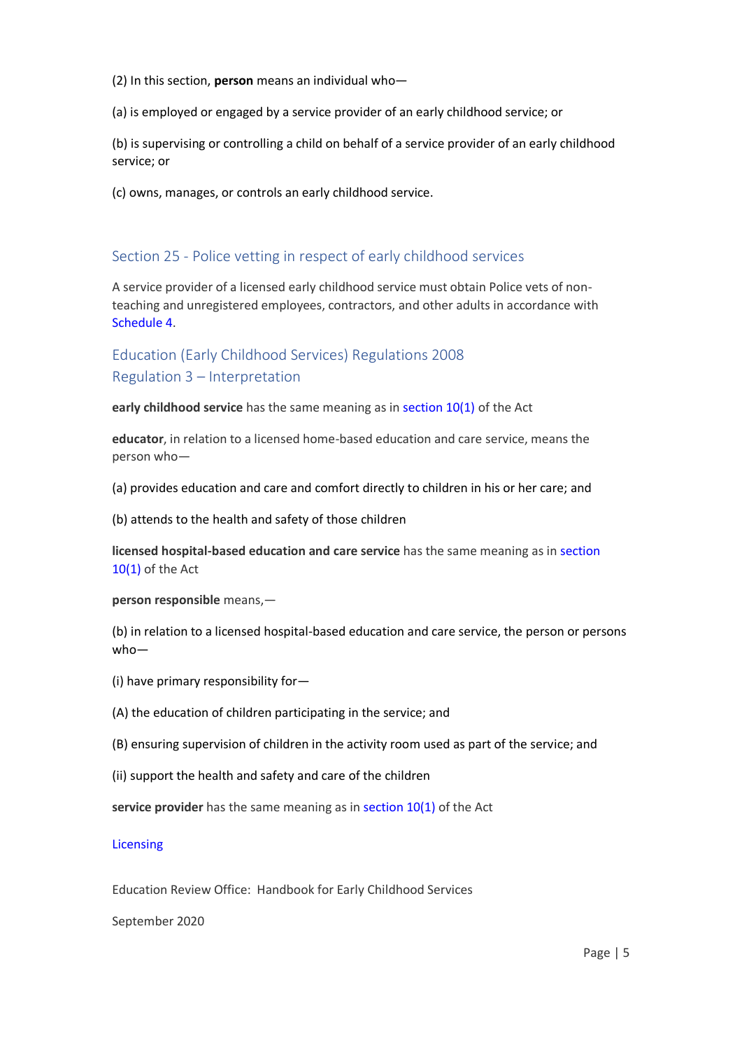(2) In this section, **person** means an individual who—

(a) is employed or engaged by a service provider of an early childhood service; or

(b) is supervising or controlling a child on behalf of a service provider of an early childhood service; or

(c) owns, manages, or controls an early childhood service.

## Section 25 - Police vetting in respect of early childhood services

A service provider of a licensed early childhood service must obtain Police vets of non-teaching and unregistered employees, contractors, and other adults in accordance with Schedule 4.

## Education (Early Childhood Services) Regulations 2008
## Regulation 3 – Interpretation

**early childhood service** has the same meaning as in section 10(1) of the Act

**educator**, in relation to a licensed home-based education and care service, means the person who—

(a) provides education and care and comfort directly to children in his or her care; and

(b) attends to the health and safety of those children

**licensed hospital-based education and care service** has the same meaning as in section 10(1) of the Act

**person responsible** means,—

(b) in relation to a licensed hospital-based education and care service, the person or persons who—

(i) have primary responsibility for—

(A) the education of children participating in the service; and

(B) ensuring supervision of children in the activity room used as part of the service; and

(ii) support the health and safety and care of the children

**service provider** has the same meaning as in section 10(1) of the Act

Licensing

Education Review Office: Handbook for Early Childhood Services

September 2020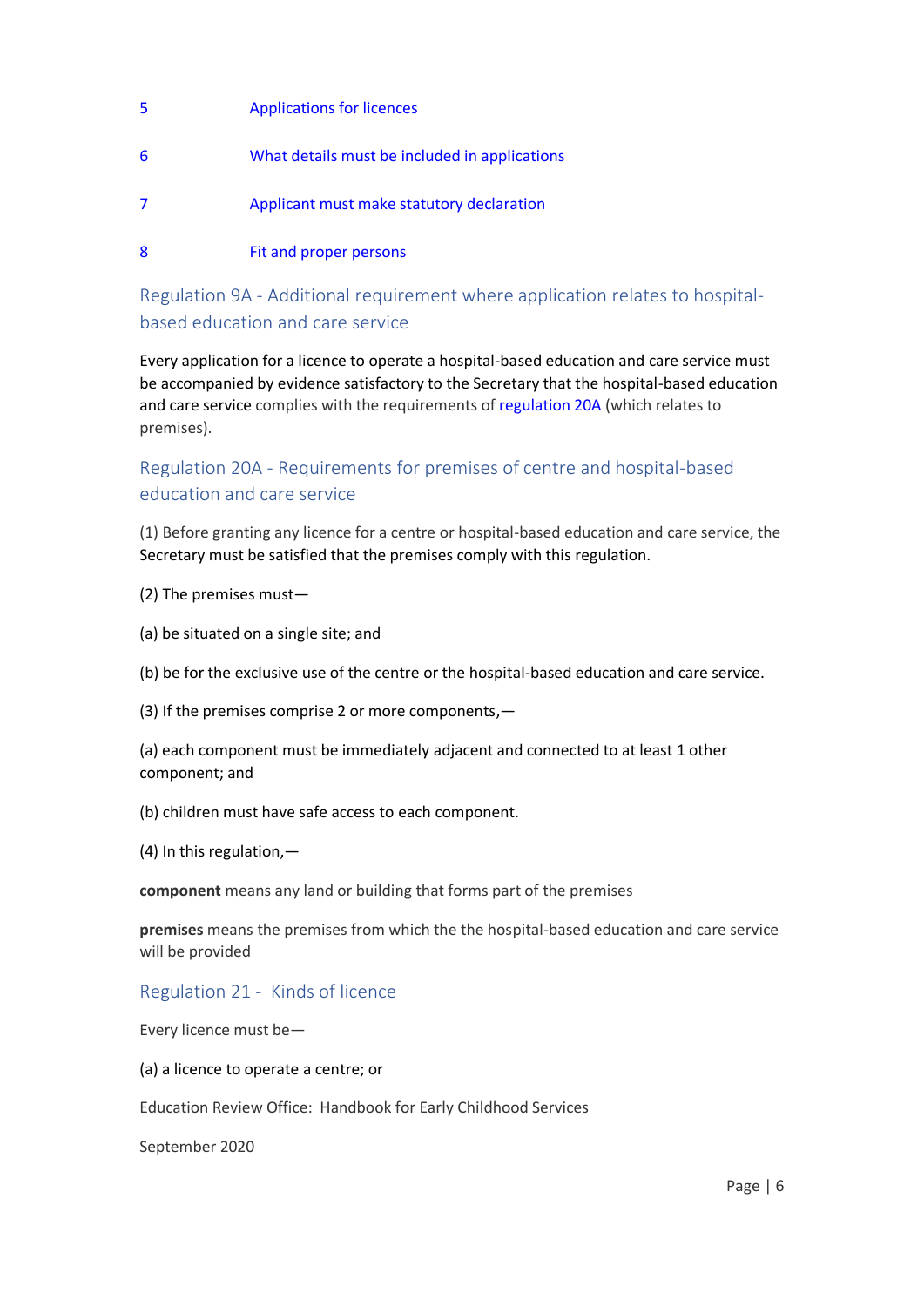| | |
|---|---|
| 5 | Applications for licences |
| 6 | What details must be included in applications |
| 7 | Applicant must make statutory declaration |
| 8 | Fit and proper persons |

## Regulation 9A - Additional requirement where application relates to hospital-based education and care service

Every application for a licence to operate a hospital-based education and care service must be accompanied by evidence satisfactory to the Secretary that the hospital-based education and care service complies with the requirements of regulation 20A (which relates to premises).

## Regulation 20A - Requirements for premises of centre and hospital-based education and care service

(1) Before granting any licence for a centre or hospital-based education and care service, the Secretary must be satisfied that the premises comply with this regulation.

(2) The premises must—

(a) be situated on a single site; and

(b) be for the exclusive use of the centre or the hospital-based education and care service.

(3) If the premises comprise 2 or more components,—

(a) each component must be immediately adjacent and connected to at least 1 other component; and

(b) children must have safe access to each component.

(4) In this regulation,—

**component** means any land or building that forms part of the premises

**premises** means the premises from which the the hospital-based education and care service will be provided

## Regulation 21 - Kinds of licence

Every licence must be—

(a) a licence to operate a centre; or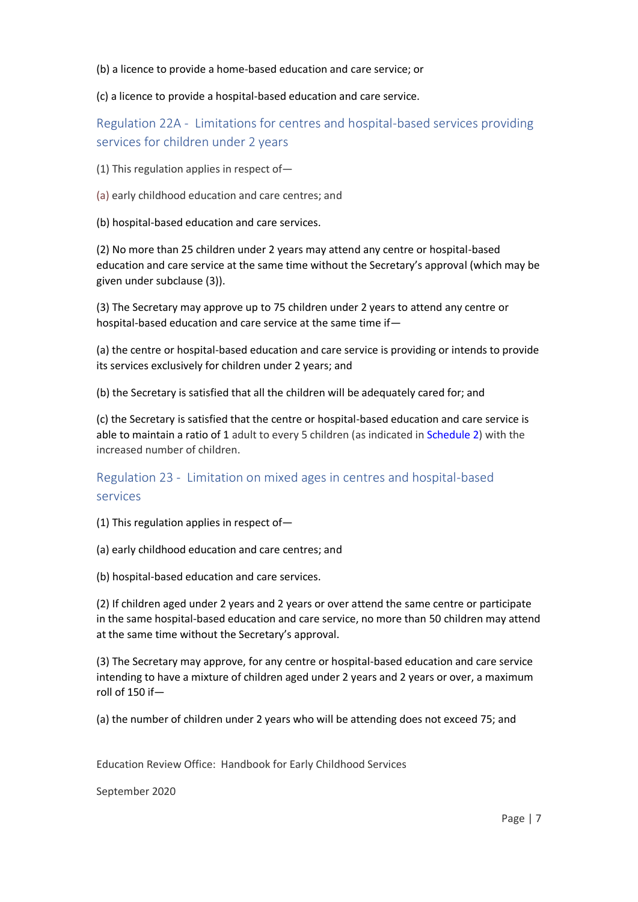(b) a licence to provide a home-based education and care service; or

(c) a licence to provide a hospital-based education and care service.

## Regulation 22A - Limitations for centres and hospital-based services providing services for children under 2 years

(1) This regulation applies in respect of—

(a) early childhood education and care centres; and

(b) hospital-based education and care services.

(2) No more than 25 children under 2 years may attend any centre or hospital-based education and care service at the same time without the Secretary's approval (which may be given under subclause (3)).

(3) The Secretary may approve up to 75 children under 2 years to attend any centre or hospital-based education and care service at the same time if—

(a) the centre or hospital-based education and care service is providing or intends to provide its services exclusively for children under 2 years; and

(b) the Secretary is satisfied that all the children will be adequately cared for; and

(c) the Secretary is satisfied that the centre or hospital-based education and care service is able to maintain a ratio of 1 adult to every 5 children (as indicated in Schedule 2) with the increased number of children.

## Regulation 23 - Limitation on mixed ages in centres and hospital-based services

(1) This regulation applies in respect of—

(a) early childhood education and care centres; and

(b) hospital-based education and care services.

(2) If children aged under 2 years and 2 years or over attend the same centre or participate in the same hospital-based education and care service, no more than 50 children may attend at the same time without the Secretary's approval.

(3) The Secretary may approve, for any centre or hospital-based education and care service intending to have a mixture of children aged under 2 years and 2 years or over, a maximum roll of 150 if—

(a) the number of children under 2 years who will be attending does not exceed 75; and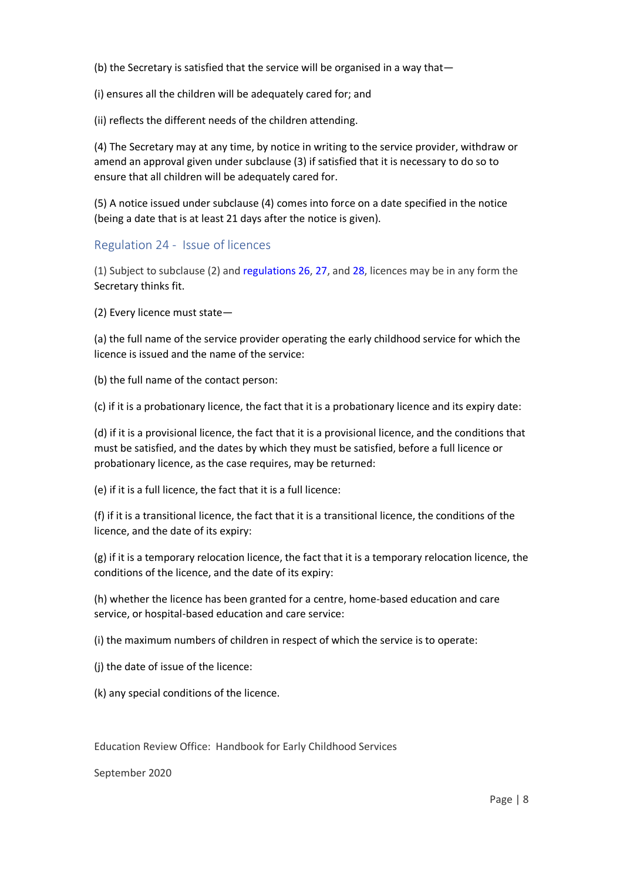(b) the Secretary is satisfied that the service will be organised in a way that—

(i) ensures all the children will be adequately cared for; and

(ii) reflects the different needs of the children attending.

(4) The Secretary may at any time, by notice in writing to the service provider, withdraw or amend an approval given under subclause (3) if satisfied that it is necessary to do so to ensure that all children will be adequately cared for.

(5) A notice issued under subclause (4) comes into force on a date specified in the notice (being a date that is at least 21 days after the notice is given).

## Regulation 24 - Issue of licences

(1) Subject to subclause (2) and regulations 26, 27, and 28, licences may be in any form the Secretary thinks fit.

(2) Every licence must state—

(a) the full name of the service provider operating the early childhood service for which the licence is issued and the name of the service:

(b) the full name of the contact person:

(c) if it is a probationary licence, the fact that it is a probationary licence and its expiry date:

(d) if it is a provisional licence, the fact that it is a provisional licence, and the conditions that must be satisfied, and the dates by which they must be satisfied, before a full licence or probationary licence, as the case requires, may be returned:

(e) if it is a full licence, the fact that it is a full licence:

(f) if it is a transitional licence, the fact that it is a transitional licence, the conditions of the licence, and the date of its expiry:

(g) if it is a temporary relocation licence, the fact that it is a temporary relocation licence, the conditions of the licence, and the date of its expiry:

(h) whether the licence has been granted for a centre, home-based education and care service, or hospital-based education and care service:

(i) the maximum numbers of children in respect of which the service is to operate:

(j) the date of issue of the licence:

(k) any special conditions of the licence.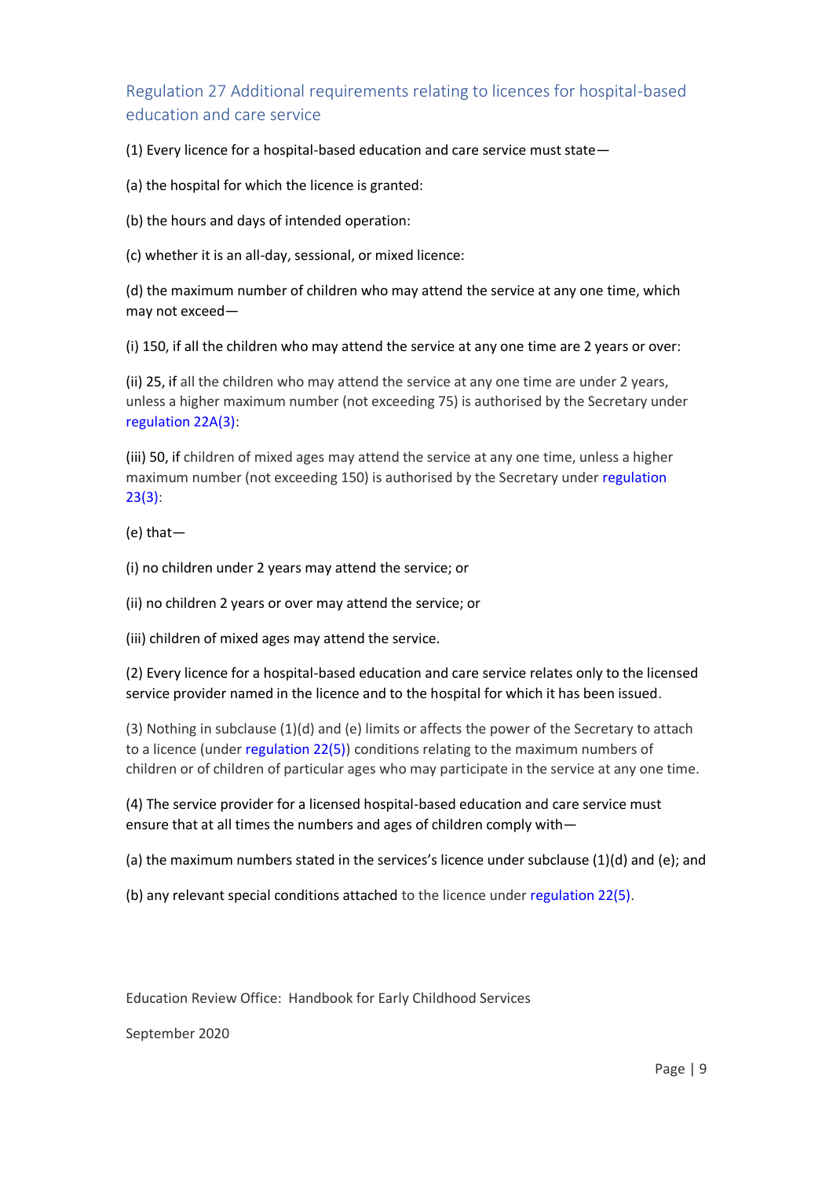## Regulation 27 Additional requirements relating to licences for hospital-based education and care service

(1) Every licence for a hospital-based education and care service must state—

(a) the hospital for which the licence is granted:

(b) the hours and days of intended operation:

(c) whether it is an all-day, sessional, or mixed licence:

(d) the maximum number of children who may attend the service at any one time, which may not exceed—

(i) 150, if all the children who may attend the service at any one time are 2 years or over:

(ii) 25, if all the children who may attend the service at any one time are under 2 years, unless a higher maximum number (not exceeding 75) is authorised by the Secretary under regulation 22A(3):

(iii) 50, if children of mixed ages may attend the service at any one time, unless a higher maximum number (not exceeding 150) is authorised by the Secretary under regulation 23(3):

(e) that—

(i) no children under 2 years may attend the service; or

(ii) no children 2 years or over may attend the service; or

(iii) children of mixed ages may attend the service.

(2) Every licence for a hospital-based education and care service relates only to the licensed service provider named in the licence and to the hospital for which it has been issued.

(3) Nothing in subclause (1)(d) and (e) limits or affects the power of the Secretary to attach to a licence (under regulation 22(5)) conditions relating to the maximum numbers of children or of children of particular ages who may participate in the service at any one time.

(4) The service provider for a licensed hospital-based education and care service must ensure that at all times the numbers and ages of children comply with—

(a) the maximum numbers stated in the services's licence under subclause (1)(d) and (e); and

(b) any relevant special conditions attached to the licence under regulation 22(5).

Education Review Office: Handbook for Early Childhood Services

September 2020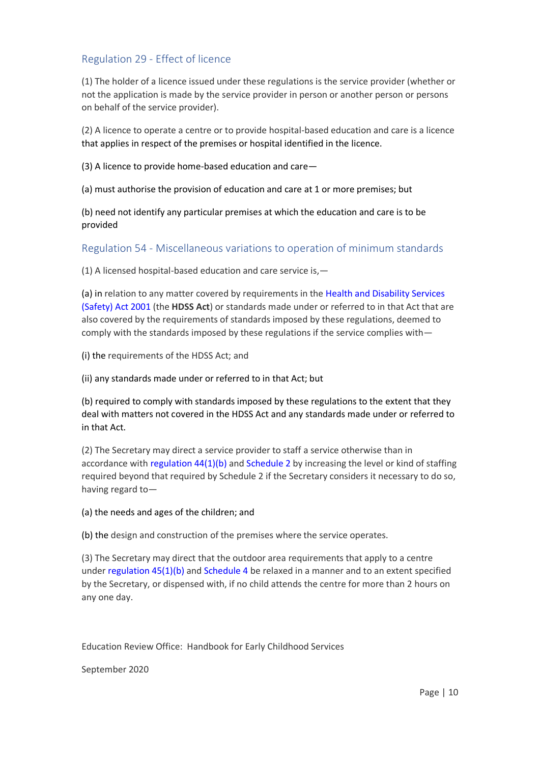## Regulation 29 - Effect of licence

(1) The holder of a licence issued under these regulations is the service provider (whether or not the application is made by the service provider in person or another person or persons on behalf of the service provider).

(2) A licence to operate a centre or to provide hospital-based education and care is a licence that applies in respect of the premises or hospital identified in the licence.

(3) A licence to provide home-based education and care—

(a) must authorise the provision of education and care at 1 or more premises; but

(b) need not identify any particular premises at which the education and care is to be provided

## Regulation 54 - Miscellaneous variations to operation of minimum standards

(1) A licensed hospital-based education and care service is,—

(a) in relation to any matter covered by requirements in the Health and Disability Services (Safety) Act 2001 (the **HDSS Act**) or standards made under or referred to in that Act that are also covered by the requirements of standards imposed by these regulations, deemed to comply with the standards imposed by these regulations if the service complies with—

(i) the requirements of the HDSS Act; and

(ii) any standards made under or referred to in that Act; but

(b) required to comply with standards imposed by these regulations to the extent that they deal with matters not covered in the HDSS Act and any standards made under or referred to in that Act.

(2) The Secretary may direct a service provider to staff a service otherwise than in accordance with regulation 44(1)(b) and Schedule 2 by increasing the level or kind of staffing required beyond that required by Schedule 2 if the Secretary considers it necessary to do so, having regard to—

(a) the needs and ages of the children; and

(b) the design and construction of the premises where the service operates.

(3) The Secretary may direct that the outdoor area requirements that apply to a centre under regulation 45(1)(b) and Schedule 4 be relaxed in a manner and to an extent specified by the Secretary, or dispensed with, if no child attends the centre for more than 2 hours on any one day.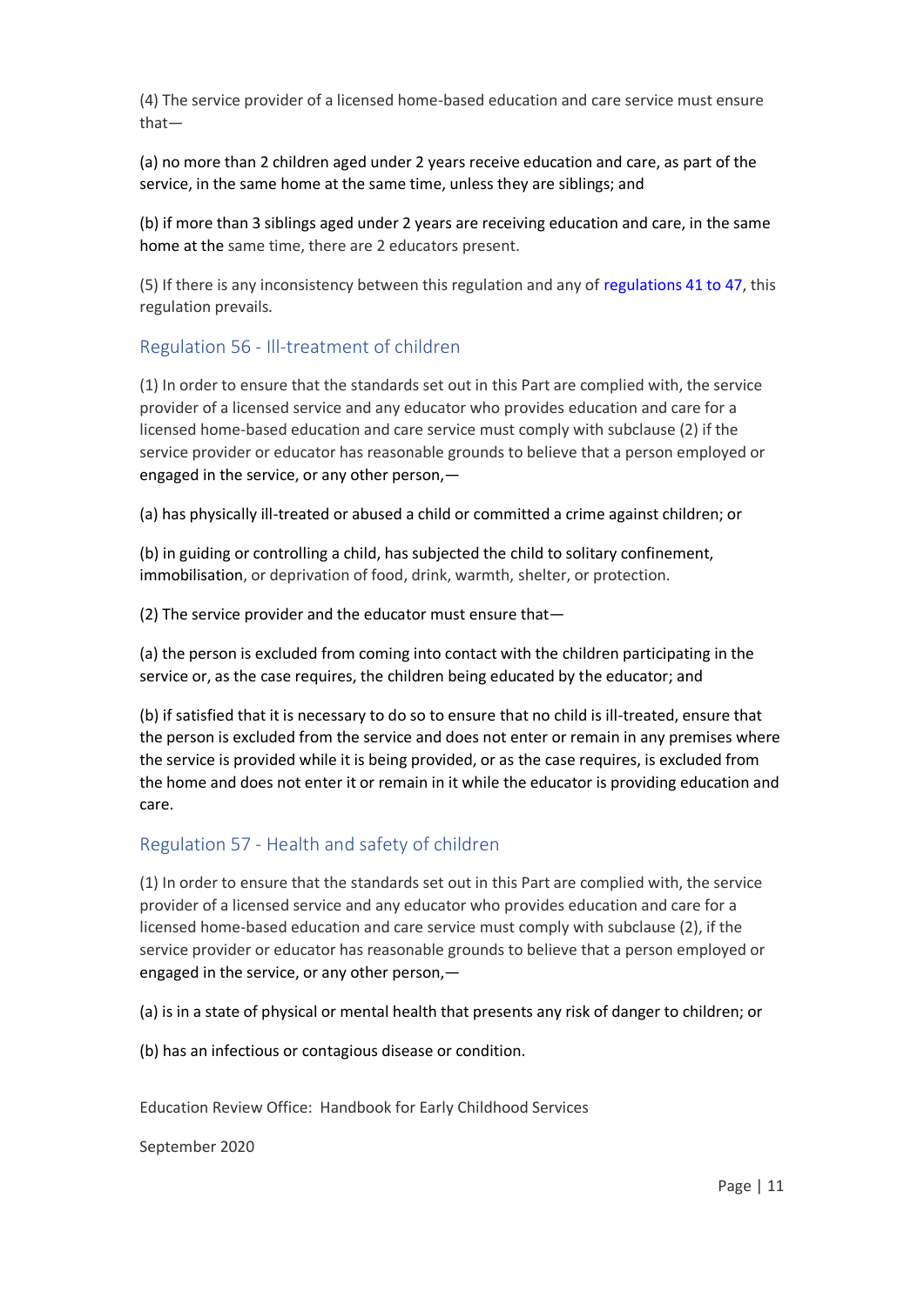(4) The service provider of a licensed home-based education and care service must ensure that—

(a) no more than 2 children aged under 2 years receive education and care, as part of the service, in the same home at the same time, unless they are siblings; and

(b) if more than 3 siblings aged under 2 years are receiving education and care, in the same home at the same time, there are 2 educators present.

(5) If there is any inconsistency between this regulation and any of regulations 41 to 47, this regulation prevails.

## Regulation 56 - Ill-treatment of children

(1) In order to ensure that the standards set out in this Part are complied with, the service provider of a licensed service and any educator who provides education and care for a licensed home-based education and care service must comply with subclause (2) if the service provider or educator has reasonable grounds to believe that a person employed or engaged in the service, or any other person,—

(a) has physically ill-treated or abused a child or committed a crime against children; or

(b) in guiding or controlling a child, has subjected the child to solitary confinement, immobilisation, or deprivation of food, drink, warmth, shelter, or protection.

(2) The service provider and the educator must ensure that—

(a) the person is excluded from coming into contact with the children participating in the service or, as the case requires, the children being educated by the educator; and

(b) if satisfied that it is necessary to do so to ensure that no child is ill-treated, ensure that the person is excluded from the service and does not enter or remain in any premises where the service is provided while it is being provided, or as the case requires, is excluded from the home and does not enter it or remain in it while the educator is providing education and care.

## Regulation 57 - Health and safety of children

(1) In order to ensure that the standards set out in this Part are complied with, the service provider of a licensed service and any educator who provides education and care for a licensed home-based education and care service must comply with subclause (2), if the service provider or educator has reasonable grounds to believe that a person employed or engaged in the service, or any other person,—

(a) is in a state of physical or mental health that presents any risk of danger to children; or

(b) has an infectious or contagious disease or condition.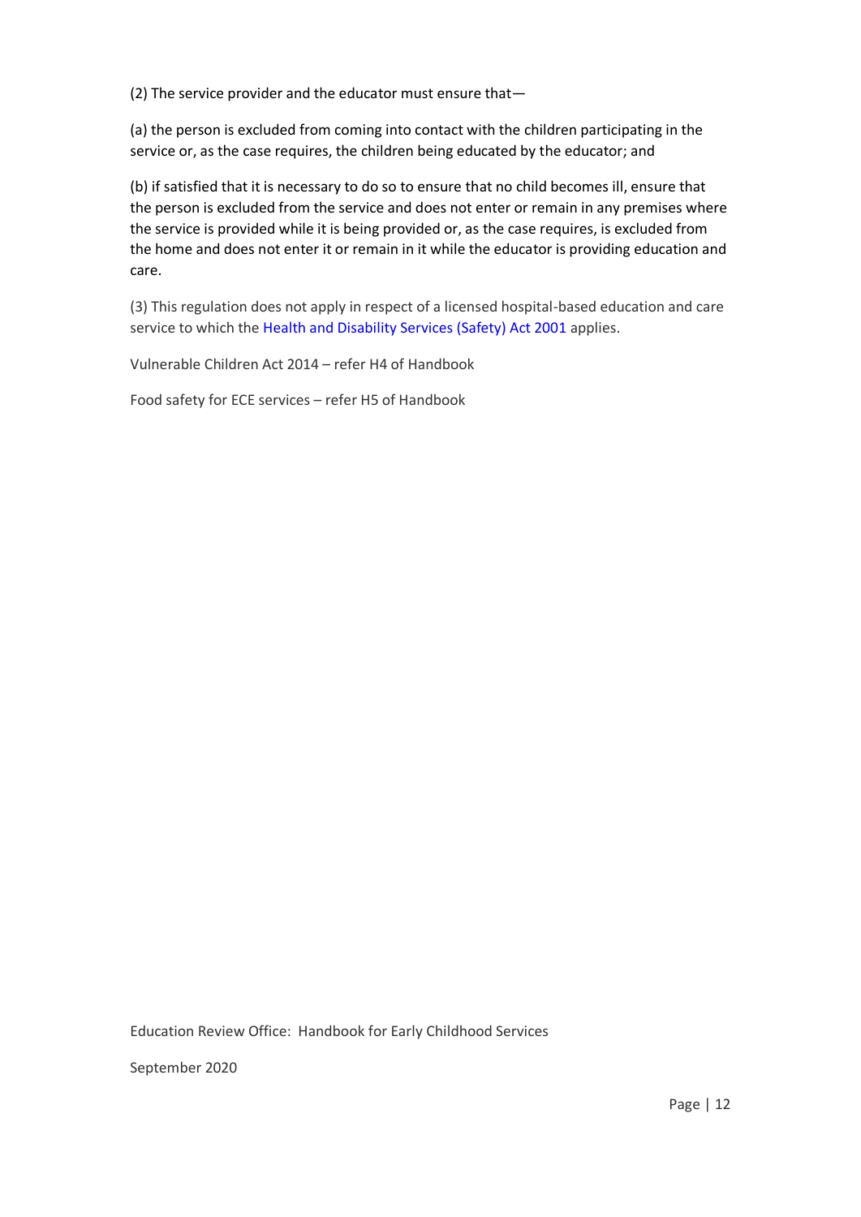(2) The service provider and the educator must ensure that—

(a) the person is excluded from coming into contact with the children participating in the service or, as the case requires, the children being educated by the educator; and

(b) if satisfied that it is necessary to do so to ensure that no child becomes ill, ensure that the person is excluded from the service and does not enter or remain in any premises where the service is provided while it is being provided or, as the case requires, is excluded from the home and does not enter it or remain in it while the educator is providing education and care.

(3) This regulation does not apply in respect of a licensed hospital-based education and care service to which the Health and Disability Services (Safety) Act 2001 applies.

Vulnerable Children Act 2014 – refer H4 of Handbook

Food safety for ECE services – refer H5 of Handbook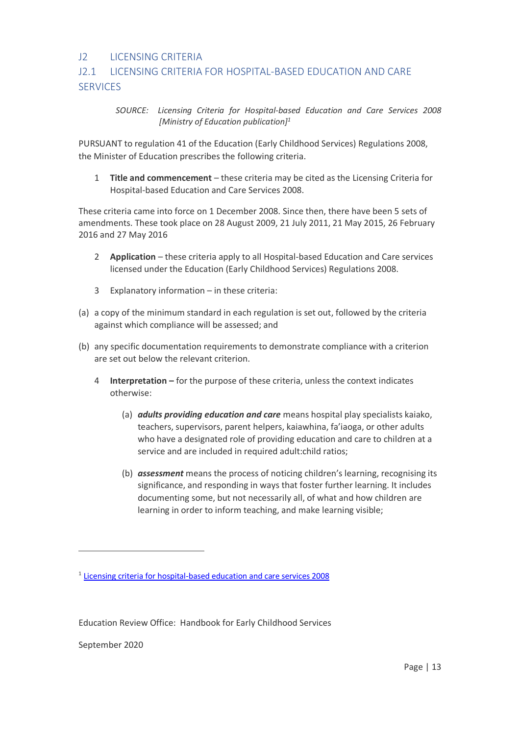## J2 LICENSING CRITERIA

## J2.1 LICENSING CRITERIA FOR HOSPITAL-BASED EDUCATION AND CARE SERVICES

> *SOURCE: Licensing Criteria for Hospital-based Education and Care Services 2008 [Ministry of Education publication]*[1]

PURSUANT to regulation 41 of the Education (Early Childhood Services) Regulations 2008, the Minister of Education prescribes the following criteria.

1 **Title and commencement** – these criteria may be cited as the Licensing Criteria for Hospital-based Education and Care Services 2008.

These criteria came into force on 1 December 2008. Since then, there have been 5 sets of amendments. These took place on 28 August 2009, 21 July 2011, 21 May 2015, 26 February 2016 and 27 May 2016

2 **Application** – these criteria apply to all Hospital-based Education and Care services licensed under the Education (Early Childhood Services) Regulations 2008.

3 Explanatory information – in these criteria:

(a) a copy of the minimum standard in each regulation is set out, followed by the criteria against which compliance will be assessed; and

(b) any specific documentation requirements to demonstrate compliance with a criterion are set out below the relevant criterion.

4 **Interpretation –** for the purpose of these criteria, unless the context indicates otherwise:

(a) ***adults providing education and care*** means hospital play specialists kaiako, teachers, supervisors, parent helpers, kaiawhina, fa'iaoga, or other adults who have a designated role of providing education and care to children at a service and are included in required adult:child ratios;

(b) ***assessment*** means the process of noticing children's learning, recognising its significance, and responding in ways that foster further learning. It includes documenting some, but not necessarily all, of what and how children are learning in order to inform teaching, and make learning visible;

---

[1] Licensing criteria for hospital-based education and care services 2008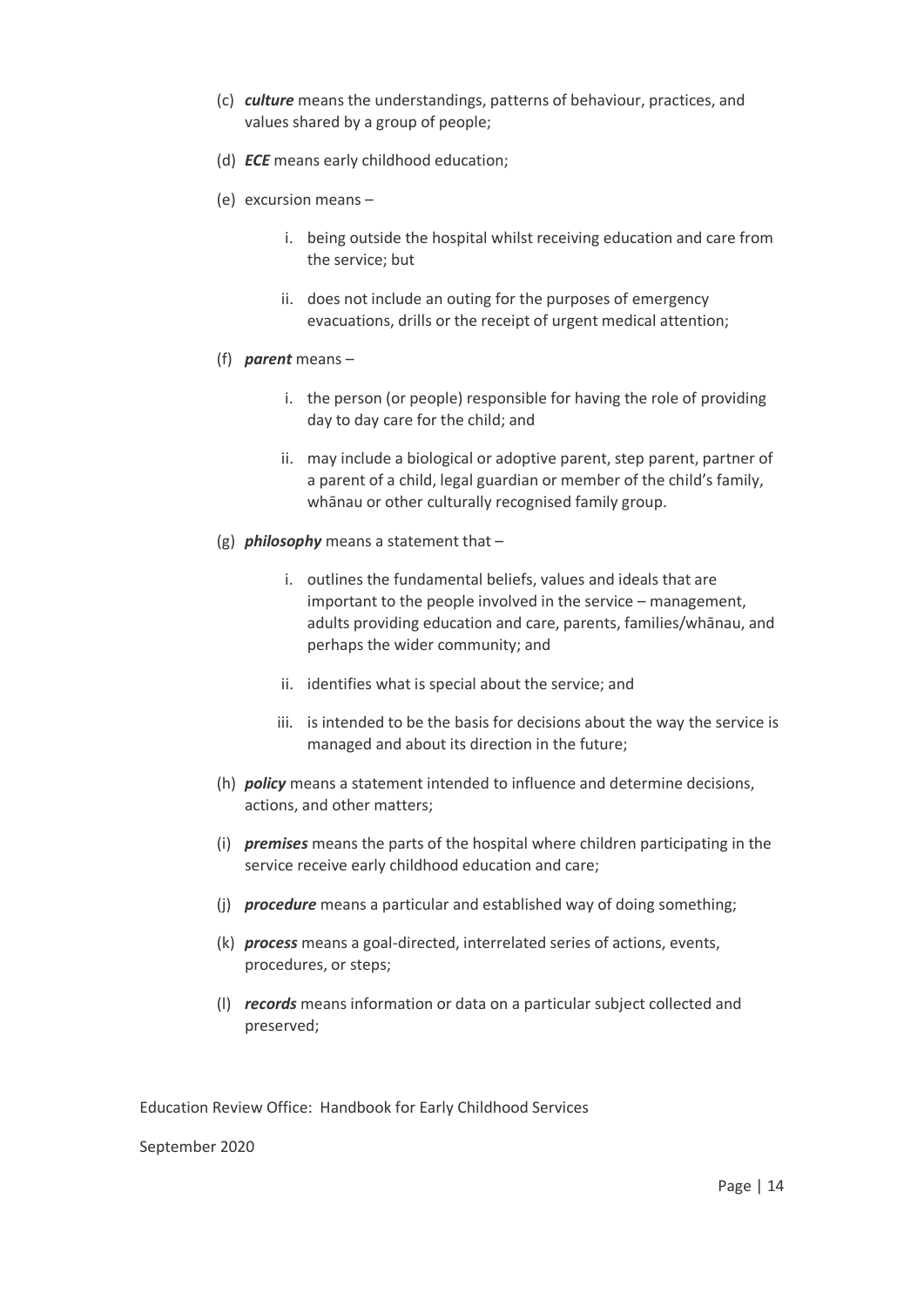(c) ***culture*** means the understandings, patterns of behaviour, practices, and values shared by a group of people;

(d) ***ECE*** means early childhood education;

(e) excursion means –

  i. being outside the hospital whilst receiving education and care from the service; but

  ii. does not include an outing for the purposes of emergency evacuations, drills or the receipt of urgent medical attention;

(f) ***parent*** means –

  i. the person (or people) responsible for having the role of providing day to day care for the child; and

  ii. may include a biological or adoptive parent, step parent, partner of a parent of a child, legal guardian or member of the child's family, whānau or other culturally recognised family group.

(g) ***philosophy*** means a statement that –

  i. outlines the fundamental beliefs, values and ideals that are important to the people involved in the service – management, adults providing education and care, parents, families/whānau, and perhaps the wider community; and

  ii. identifies what is special about the service; and

  iii. is intended to be the basis for decisions about the way the service is managed and about its direction in the future;

(h) ***policy*** means a statement intended to influence and determine decisions, actions, and other matters;

(i) ***premises*** means the parts of the hospital where children participating in the service receive early childhood education and care;

(j) ***procedure*** means a particular and established way of doing something;

(k) ***process*** means a goal-directed, interrelated series of actions, events, procedures, or steps;

(l) ***records*** means information or data on a particular subject collected and preserved;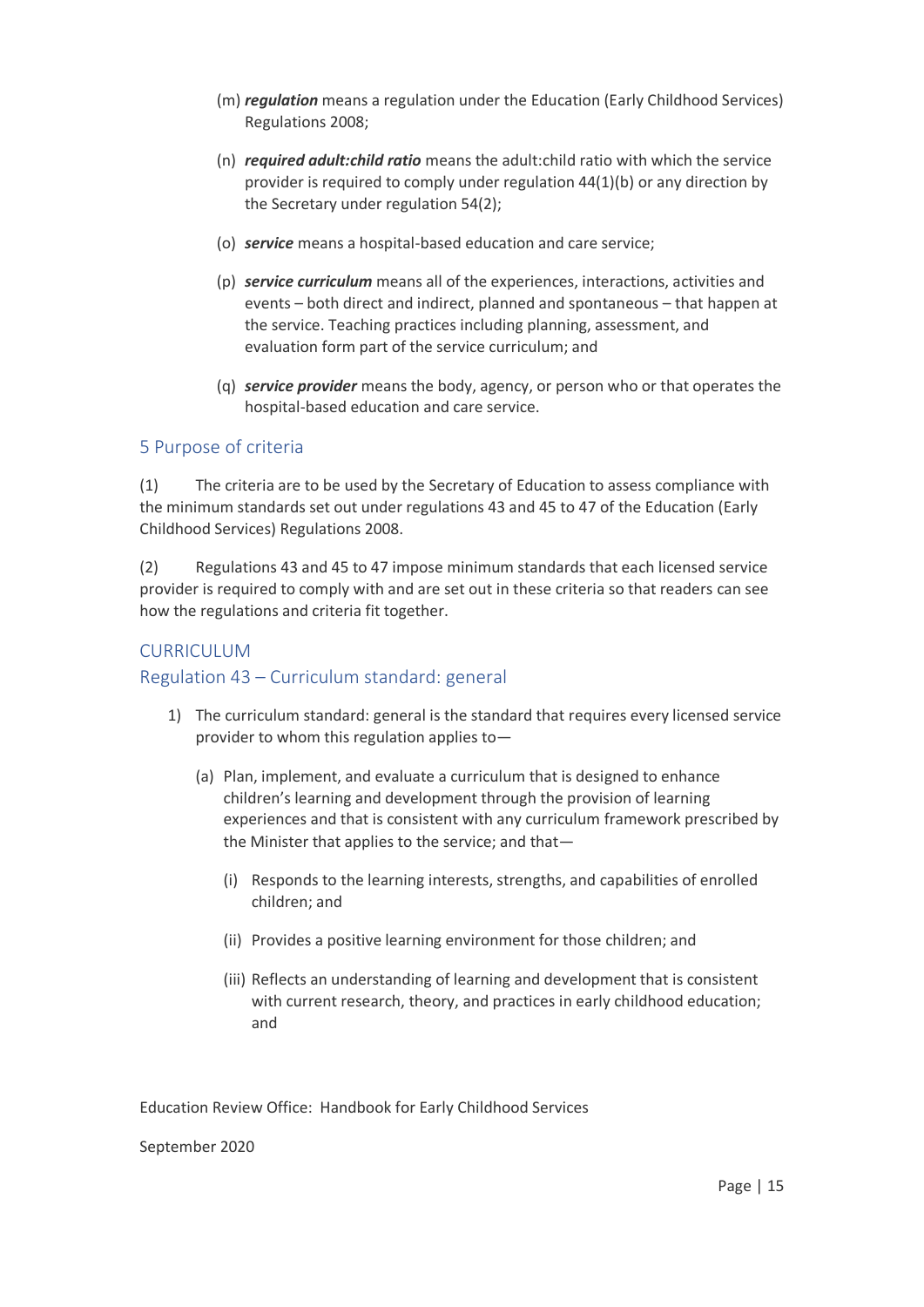(m) ***regulation*** means a regulation under the Education (Early Childhood Services) Regulations 2008;

(n) ***required adult:child ratio*** means the adult:child ratio with which the service provider is required to comply under regulation 44(1)(b) or any direction by the Secretary under regulation 54(2);

(o) ***service*** means a hospital-based education and care service;

(p) ***service curriculum*** means all of the experiences, interactions, activities and events – both direct and indirect, planned and spontaneous – that happen at the service. Teaching practices including planning, assessment, and evaluation form part of the service curriculum; and

(q) ***service provider*** means the body, agency, or person who or that operates the hospital-based education and care service.

## 5 Purpose of criteria

(1) The criteria are to be used by the Secretary of Education to assess compliance with the minimum standards set out under regulations 43 and 45 to 47 of the Education (Early Childhood Services) Regulations 2008.

(2) Regulations 43 and 45 to 47 impose minimum standards that each licensed service provider is required to comply with and are set out in these criteria so that readers can see how the regulations and criteria fit together.

## CURRICULUM

### Regulation 43 – Curriculum standard: general

1) The curriculum standard: general is the standard that requires every licensed service provider to whom this regulation applies to—

   (a) Plan, implement, and evaluate a curriculum that is designed to enhance children's learning and development through the provision of learning experiences and that is consistent with any curriculum framework prescribed by the Minister that applies to the service; and that—

      (i) Responds to the learning interests, strengths, and capabilities of enrolled children; and

      (ii) Provides a positive learning environment for those children; and

      (iii) Reflects an understanding of learning and development that is consistent with current research, theory, and practices in early childhood education; and

Education Review Office: Handbook for Early Childhood Services

September 2020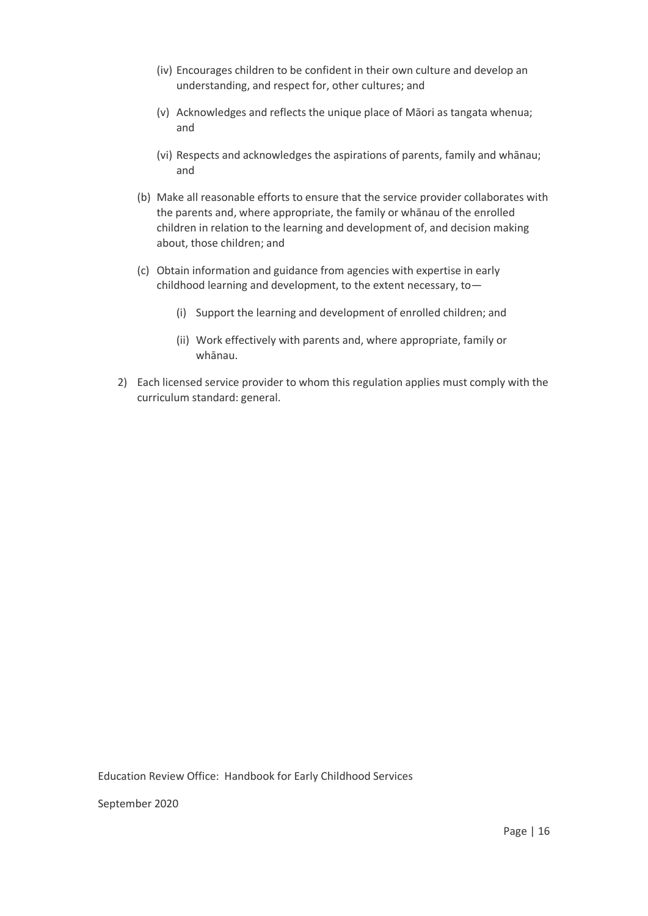- (iv) Encourages children to be confident in their own culture and develop an understanding, and respect for, other cultures; and
   - (v) Acknowledges and reflects the unique place of Māori as tangata whenua; and
   - (vi) Respects and acknowledges the aspirations of parents, family and whānau; and

- (b) Make all reasonable efforts to ensure that the service provider collaborates with the parents and, where appropriate, the family or whānau of the enrolled children in relation to the learning and development of, and decision making about, those children; and
- (c) Obtain information and guidance from agencies with expertise in early childhood learning and development, to the extent necessary, to—
   - (i) Support the learning and development of enrolled children; and
   - (ii) Work effectively with parents and, where appropriate, family or whānau.

2) Each licensed service provider to whom this regulation applies must comply with the curriculum standard: general.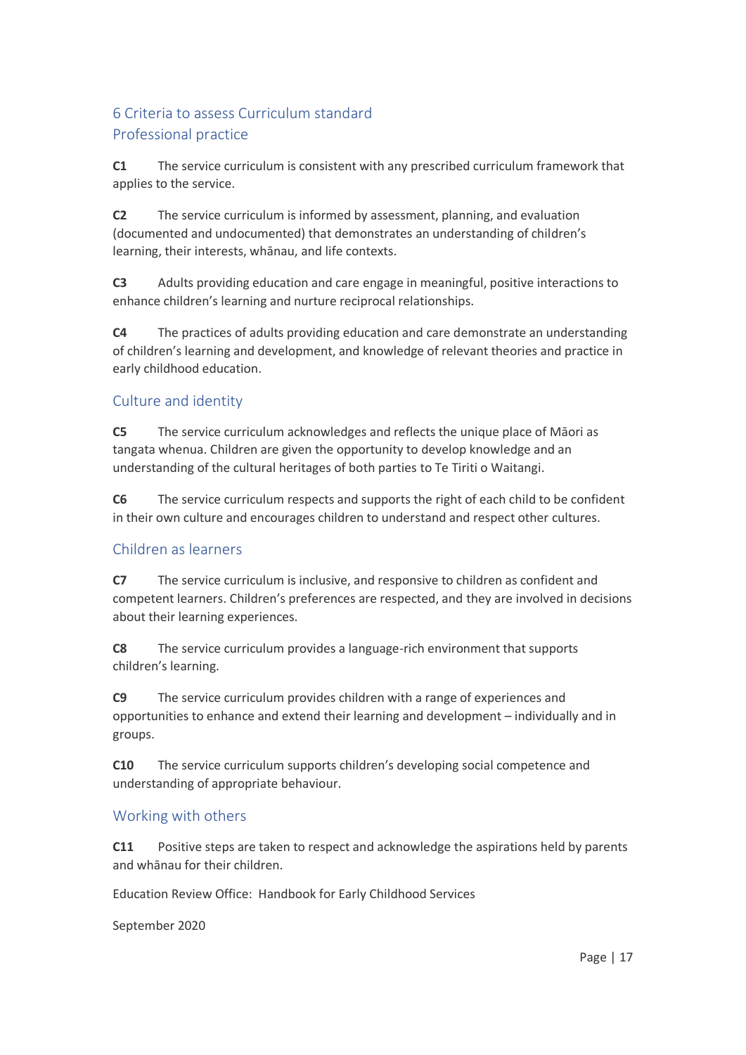## 6 Criteria to assess Curriculum standard

### Professional practice

**C1** The service curriculum is consistent with any prescribed curriculum framework that applies to the service.

**C2** The service curriculum is informed by assessment, planning, and evaluation (documented and undocumented) that demonstrates an understanding of children's learning, their interests, whānau, and life contexts.

**C3** Adults providing education and care engage in meaningful, positive interactions to enhance children's learning and nurture reciprocal relationships.

**C4** The practices of adults providing education and care demonstrate an understanding of children's learning and development, and knowledge of relevant theories and practice in early childhood education.

### Culture and identity

**C5** The service curriculum acknowledges and reflects the unique place of Māori as tangata whenua. Children are given the opportunity to develop knowledge and an understanding of the cultural heritages of both parties to Te Tiriti o Waitangi.

**C6** The service curriculum respects and supports the right of each child to be confident in their own culture and encourages children to understand and respect other cultures.

### Children as learners

**C7** The service curriculum is inclusive, and responsive to children as confident and competent learners. Children's preferences are respected, and they are involved in decisions about their learning experiences.

**C8** The service curriculum provides a language-rich environment that supports children's learning.

**C9** The service curriculum provides children with a range of experiences and opportunities to enhance and extend their learning and development – individually and in groups.

**C10** The service curriculum supports children's developing social competence and understanding of appropriate behaviour.

### Working with others

**C11** Positive steps are taken to respect and acknowledge the aspirations held by parents and whānau for their children.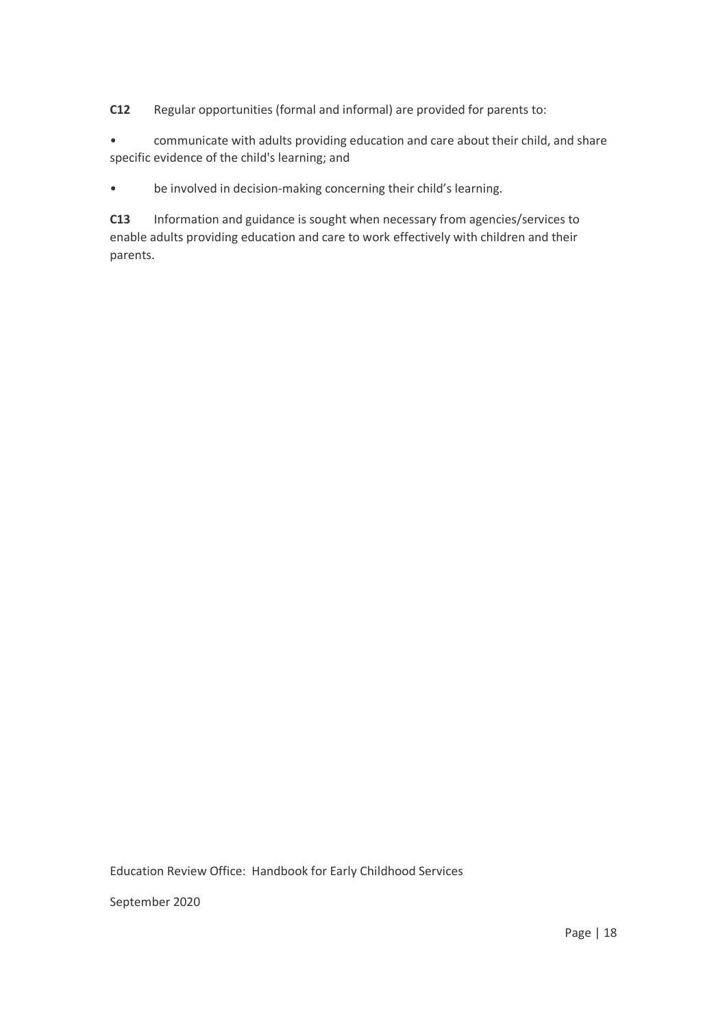**C12** Regular opportunities (formal and informal) are provided for parents to:

- communicate with adults providing education and care about their child, and share specific evidence of the child's learning; and
- be involved in decision-making concerning their child's learning.

**C13** Information and guidance is sought when necessary from agencies/services to enable adults providing education and care to work effectively with children and their parents.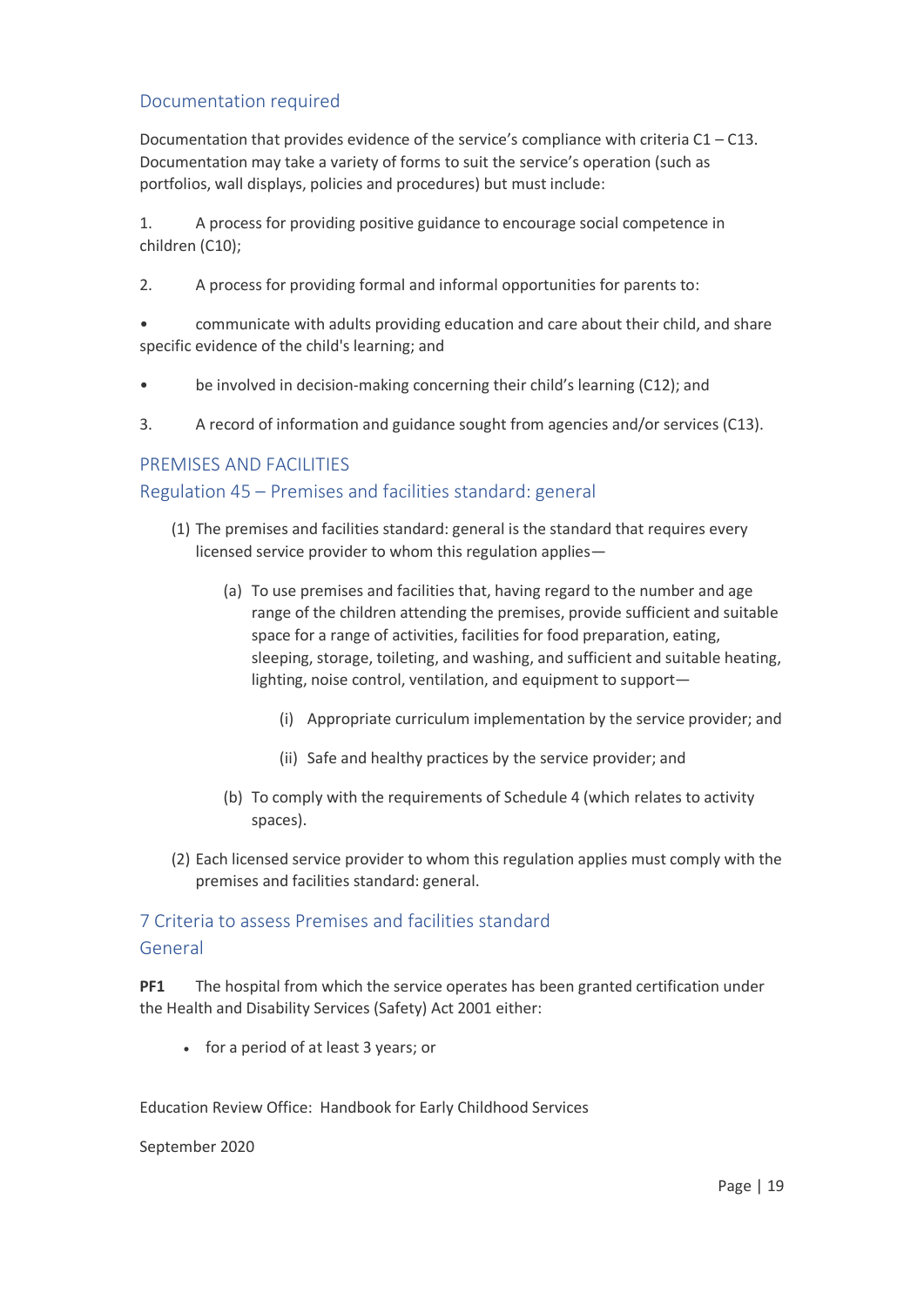## Documentation required

Documentation that provides evidence of the service's compliance with criteria C1 – C13. Documentation may take a variety of forms to suit the service's operation (such as portfolios, wall displays, policies and procedures) but must include:

1. A process for providing positive guidance to encourage social competence in children (C10);

2. A process for providing formal and informal opportunities for parents to:

- communicate with adults providing education and care about their child, and share specific evidence of the child's learning; and

- be involved in decision-making concerning their child's learning (C12); and

3. A record of information and guidance sought from agencies and/or services (C13).

## PREMISES AND FACILITIES

## Regulation 45 – Premises and facilities standard: general

(1) The premises and facilities standard: general is the standard that requires every licensed service provider to whom this regulation applies—

   (a) To use premises and facilities that, having regard to the number and age range of the children attending the premises, provide sufficient and suitable space for a range of activities, facilities for food preparation, eating, sleeping, storage, toileting, and washing, and sufficient and suitable heating, lighting, noise control, ventilation, and equipment to support—

      (i) Appropriate curriculum implementation by the service provider; and

      (ii) Safe and healthy practices by the service provider; and

   (b) To comply with the requirements of Schedule 4 (which relates to activity spaces).

(2) Each licensed service provider to whom this regulation applies must comply with the premises and facilities standard: general.

## 7 Criteria to assess Premises and facilities standard

## General

**PF1** The hospital from which the service operates has been granted certification under the Health and Disability Services (Safety) Act 2001 either:

- for a period of at least 3 years; or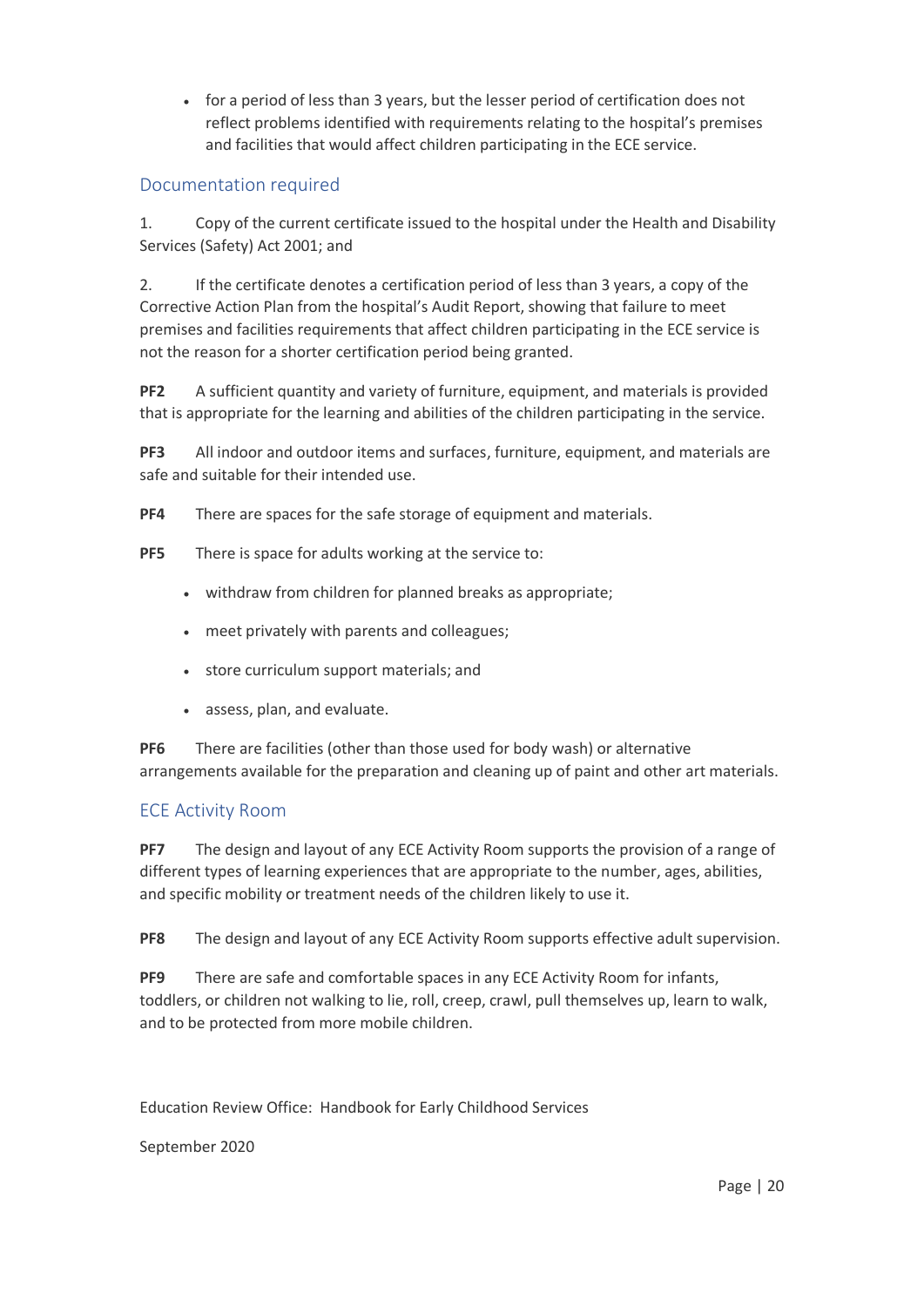- for a period of less than 3 years, but the lesser period of certification does not reflect problems identified with requirements relating to the hospital's premises and facilities that would affect children participating in the ECE service.

## Documentation required

1. Copy of the current certificate issued to the hospital under the Health and Disability Services (Safety) Act 2001; and

2. If the certificate denotes a certification period of less than 3 years, a copy of the Corrective Action Plan from the hospital's Audit Report, showing that failure to meet premises and facilities requirements that affect children participating in the ECE service is not the reason for a shorter certification period being granted.

**PF2** A sufficient quantity and variety of furniture, equipment, and materials is provided that is appropriate for the learning and abilities of the children participating in the service.

**PF3** All indoor and outdoor items and surfaces, furniture, equipment, and materials are safe and suitable for their intended use.

**PF4** There are spaces for the safe storage of equipment and materials.

**PF5** There is space for adults working at the service to:

- withdraw from children for planned breaks as appropriate;
- meet privately with parents and colleagues;
- store curriculum support materials; and
- assess, plan, and evaluate.

**PF6** There are facilities (other than those used for body wash) or alternative arrangements available for the preparation and cleaning up of paint and other art materials.

## ECE Activity Room

**PF7** The design and layout of any ECE Activity Room supports the provision of a range of different types of learning experiences that are appropriate to the number, ages, abilities, and specific mobility or treatment needs of the children likely to use it.

**PF8** The design and layout of any ECE Activity Room supports effective adult supervision.

**PF9** There are safe and comfortable spaces in any ECE Activity Room for infants, toddlers, or children not walking to lie, roll, creep, crawl, pull themselves up, learn to walk, and to be protected from more mobile children.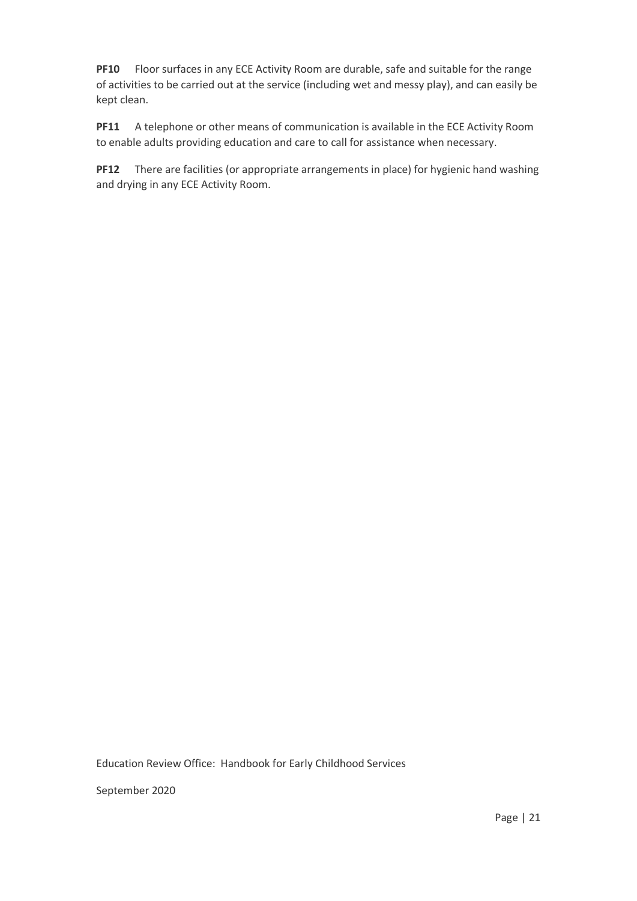**PF10** Floor surfaces in any ECE Activity Room are durable, safe and suitable for the range of activities to be carried out at the service (including wet and messy play), and can easily be kept clean.

**PF11** A telephone or other means of communication is available in the ECE Activity Room to enable adults providing education and care to call for assistance when necessary.

**PF12** There are facilities (or appropriate arrangements in place) for hygienic hand washing and drying in any ECE Activity Room.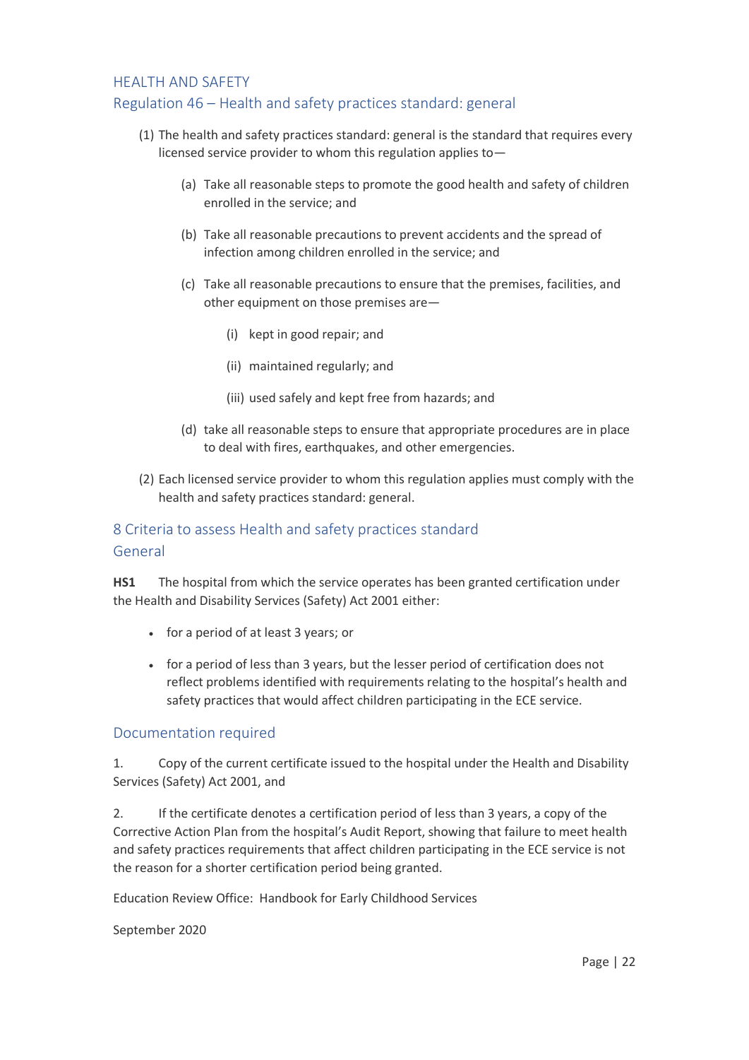## HEALTH AND SAFETY

### Regulation 46 – Health and safety practices standard: general

(1) The health and safety practices standard: general is the standard that requires every licensed service provider to whom this regulation applies to—

- (a) Take all reasonable steps to promote the good health and safety of children enrolled in the service; and
- (b) Take all reasonable precautions to prevent accidents and the spread of infection among children enrolled in the service; and
- (c) Take all reasonable precautions to ensure that the premises, facilities, and other equipment on those premises are—
  - (i) kept in good repair; and
  - (ii) maintained regularly; and
  - (iii) used safely and kept free from hazards; and
- (d) take all reasonable steps to ensure that appropriate procedures are in place to deal with fires, earthquakes, and other emergencies.

(2) Each licensed service provider to whom this regulation applies must comply with the health and safety practices standard: general.

### 8 Criteria to assess Health and safety practices standard General

**HS1** The hospital from which the service operates has been granted certification under the Health and Disability Services (Safety) Act 2001 either:

- for a period of at least 3 years; or
- for a period of less than 3 years, but the lesser period of certification does not reflect problems identified with requirements relating to the hospital's health and safety practices that would affect children participating in the ECE service.

### Documentation required

1. Copy of the current certificate issued to the hospital under the Health and Disability Services (Safety) Act 2001, and

2. If the certificate denotes a certification period of less than 3 years, a copy of the Corrective Action Plan from the hospital's Audit Report, showing that failure to meet health and safety practices requirements that affect children participating in the ECE service is not the reason for a shorter certification period being granted.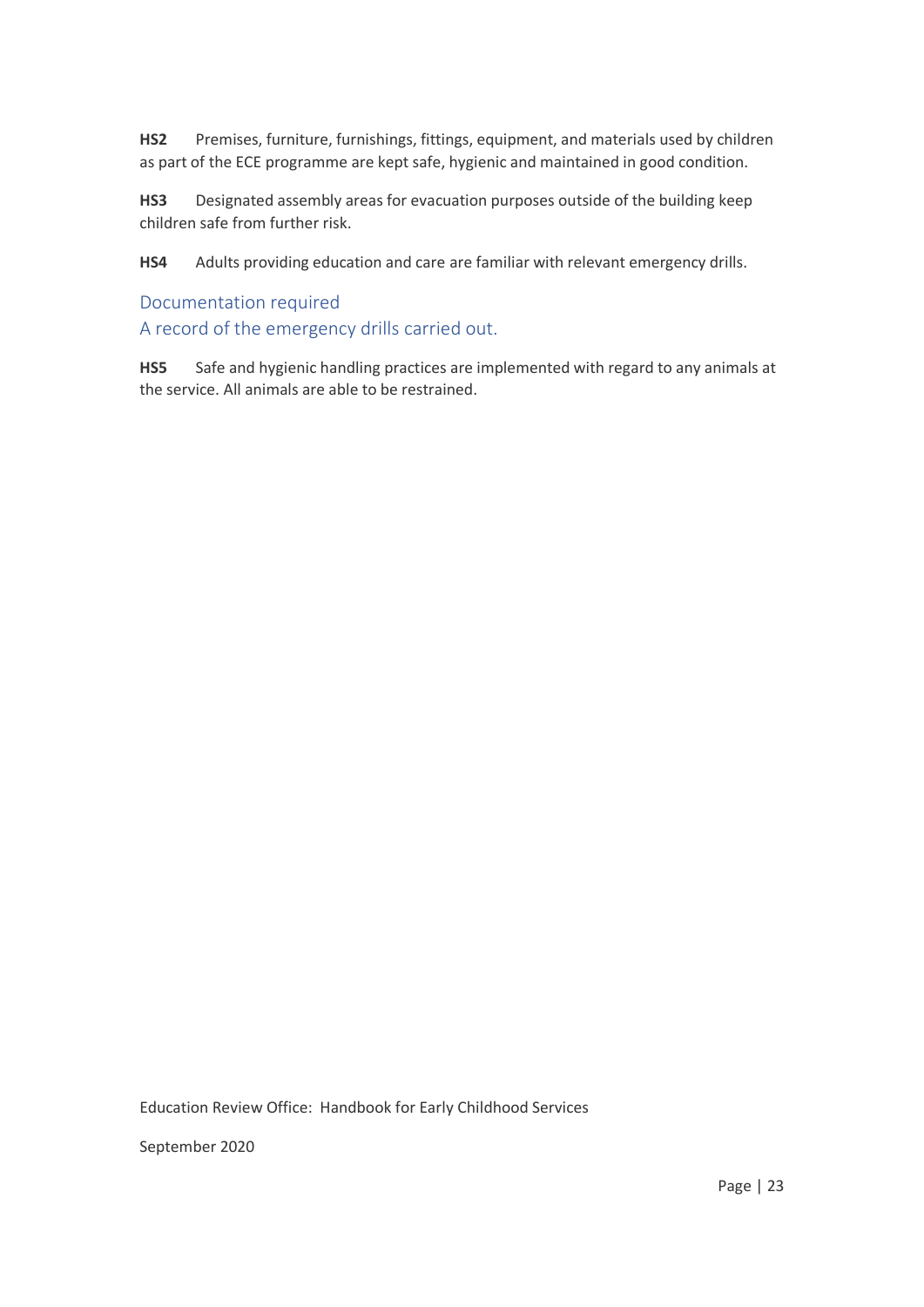**HS2** Premises, furniture, furnishings, fittings, equipment, and materials used by children as part of the ECE programme are kept safe, hygienic and maintained in good condition.

**HS3** Designated assembly areas for evacuation purposes outside of the building keep children safe from further risk.

**HS4** Adults providing education and care are familiar with relevant emergency drills.

### Documentation required
### A record of the emergency drills carried out.

**HS5** Safe and hygienic handling practices are implemented with regard to any animals at the service. All animals are able to be restrained.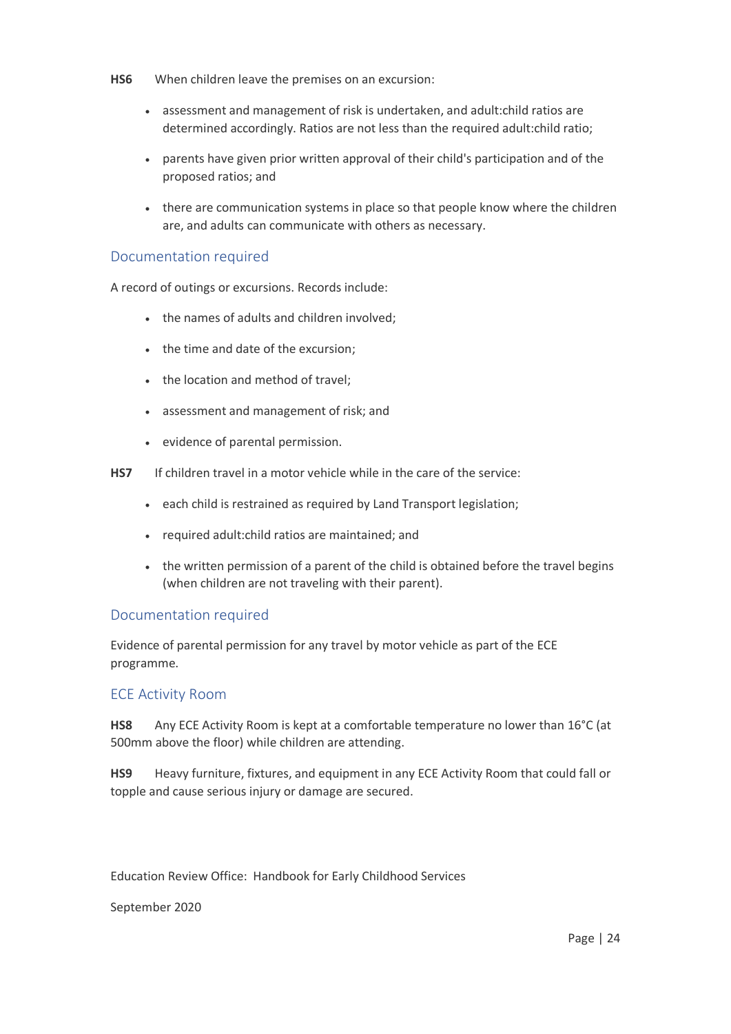**HS6** When children leave the premises on an excursion:

- assessment and management of risk is undertaken, and adult:child ratios are determined accordingly. Ratios are not less than the required adult:child ratio;
- parents have given prior written approval of their child's participation and of the proposed ratios; and
- there are communication systems in place so that people know where the children are, and adults can communicate with others as necessary.

### Documentation required

A record of outings or excursions. Records include:

- the names of adults and children involved;
- the time and date of the excursion;
- the location and method of travel;
- assessment and management of risk; and
- evidence of parental permission.

**HS7** If children travel in a motor vehicle while in the care of the service:

- each child is restrained as required by Land Transport legislation;
- required adult:child ratios are maintained; and
- the written permission of a parent of the child is obtained before the travel begins (when children are not traveling with their parent).

### Documentation required

Evidence of parental permission for any travel by motor vehicle as part of the ECE programme.

## ECE Activity Room

**HS8** Any ECE Activity Room is kept at a comfortable temperature no lower than 16°C (at 500mm above the floor) while children are attending.

**HS9** Heavy furniture, fixtures, and equipment in any ECE Activity Room that could fall or topple and cause serious injury or damage are secured.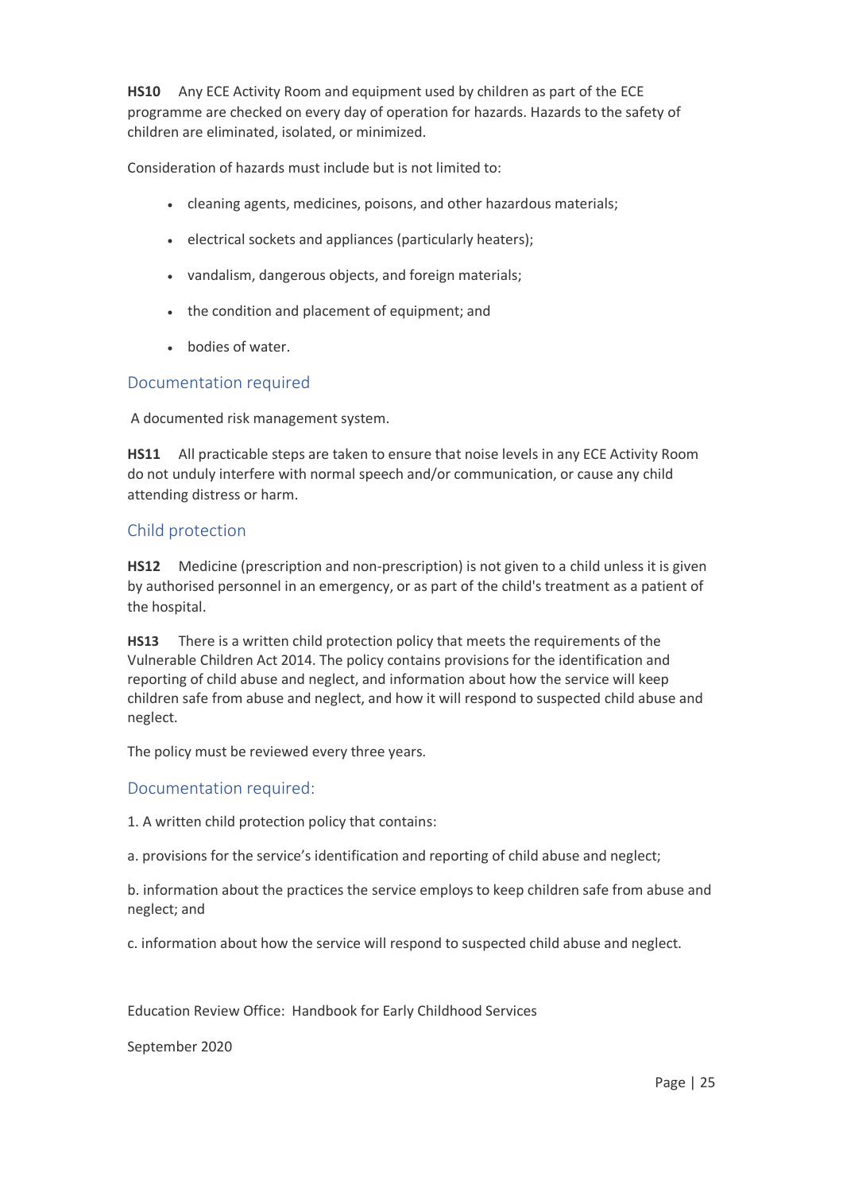**HS10** Any ECE Activity Room and equipment used by children as part of the ECE programme are checked on every day of operation for hazards. Hazards to the safety of children are eliminated, isolated, or minimized.

Consideration of hazards must include but is not limited to:

- cleaning agents, medicines, poisons, and other hazardous materials;
- electrical sockets and appliances (particularly heaters);
- vandalism, dangerous objects, and foreign materials;
- the condition and placement of equipment; and
- bodies of water.

## Documentation required

A documented risk management system.

**HS11** All practicable steps are taken to ensure that noise levels in any ECE Activity Room do not unduly interfere with normal speech and/or communication, or cause any child attending distress or harm.

## Child protection

**HS12** Medicine (prescription and non-prescription) is not given to a child unless it is given by authorised personnel in an emergency, or as part of the child's treatment as a patient of the hospital.

**HS13** There is a written child protection policy that meets the requirements of the Vulnerable Children Act 2014. The policy contains provisions for the identification and reporting of child abuse and neglect, and information about how the service will keep children safe from abuse and neglect, and how it will respond to suspected child abuse and neglect.

The policy must be reviewed every three years.

## Documentation required:

1. A written child protection policy that contains:

a. provisions for the service's identification and reporting of child abuse and neglect;

b. information about the practices the service employs to keep children safe from abuse and neglect; and

c. information about how the service will respond to suspected child abuse and neglect.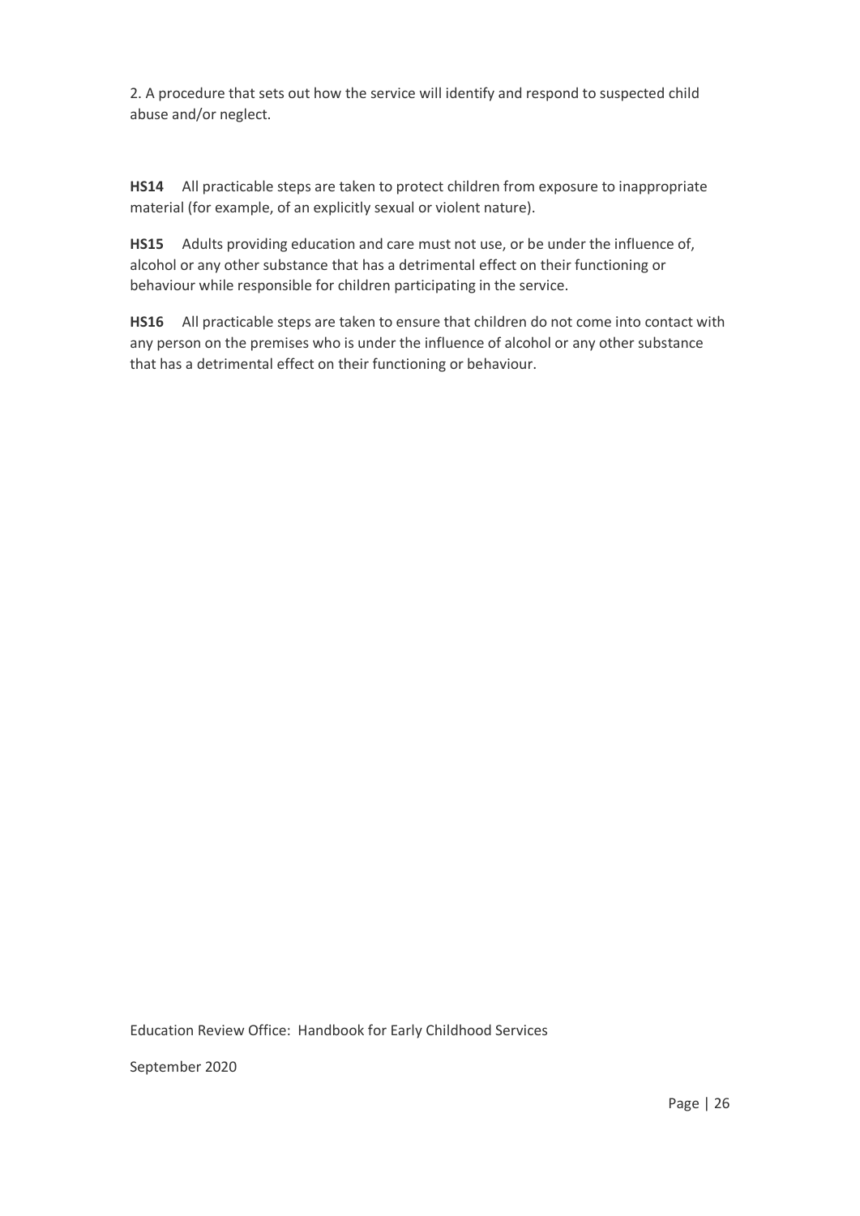2. A procedure that sets out how the service will identify and respond to suspected child abuse and/or neglect.

**HS14** All practicable steps are taken to protect children from exposure to inappropriate material (for example, of an explicitly sexual or violent nature).

**HS15** Adults providing education and care must not use, or be under the influence of, alcohol or any other substance that has a detrimental effect on their functioning or behaviour while responsible for children participating in the service.

**HS16** All practicable steps are taken to ensure that children do not come into contact with any person on the premises who is under the influence of alcohol or any other substance that has a detrimental effect on their functioning or behaviour.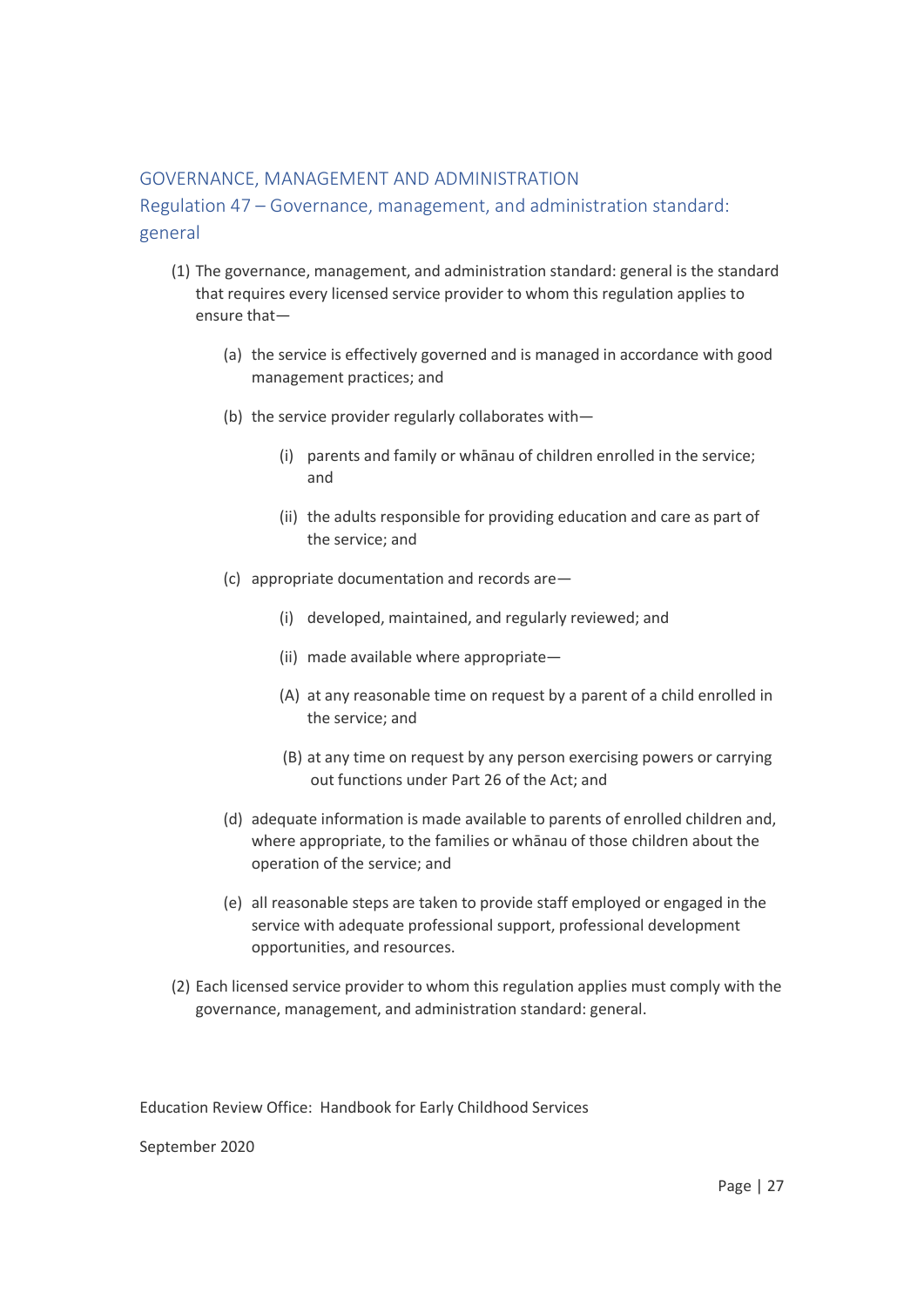## GOVERNANCE, MANAGEMENT AND ADMINISTRATION

### Regulation 47 – Governance, management, and administration standard: general

(1) The governance, management, and administration standard: general is the standard that requires every licensed service provider to whom this regulation applies to ensure that—

- (a) the service is effectively governed and is managed in accordance with good management practices; and
- (b) the service provider regularly collaborates with—
  - (i) parents and family or whānau of children enrolled in the service; and
  - (ii) the adults responsible for providing education and care as part of the service; and
- (c) appropriate documentation and records are—
  - (i) developed, maintained, and regularly reviewed; and
  - (ii) made available where appropriate—
    - (A) at any reasonable time on request by a parent of a child enrolled in the service; and
    - (B) at any time on request by any person exercising powers or carrying out functions under Part 26 of the Act; and
- (d) adequate information is made available to parents of enrolled children and, where appropriate, to the families or whānau of those children about the operation of the service; and
- (e) all reasonable steps are taken to provide staff employed or engaged in the service with adequate professional support, professional development opportunities, and resources.

(2) Each licensed service provider to whom this regulation applies must comply with the governance, management, and administration standard: general.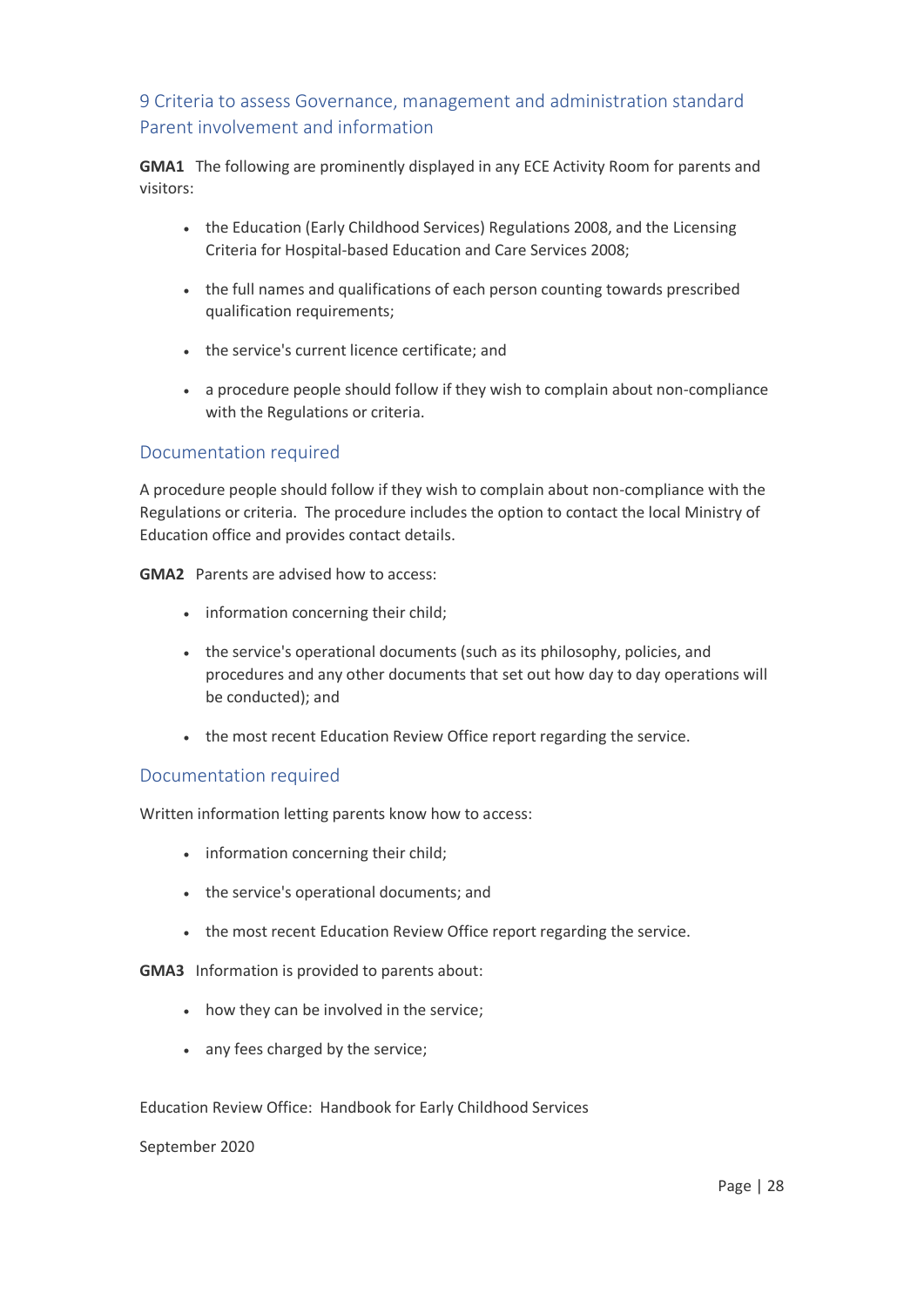## 9 Criteria to assess Governance, management and administration standard Parent involvement and information

**GMA1** The following are prominently displayed in any ECE Activity Room for parents and visitors:

- the Education (Early Childhood Services) Regulations 2008, and the Licensing Criteria for Hospital-based Education and Care Services 2008;
- the full names and qualifications of each person counting towards prescribed qualification requirements;
- the service's current licence certificate; and
- a procedure people should follow if they wish to complain about non-compliance with the Regulations or criteria.

### Documentation required

A procedure people should follow if they wish to complain about non-compliance with the Regulations or criteria. The procedure includes the option to contact the local Ministry of Education office and provides contact details.

**GMA2** Parents are advised how to access:

- information concerning their child;
- the service's operational documents (such as its philosophy, policies, and procedures and any other documents that set out how day to day operations will be conducted); and
- the most recent Education Review Office report regarding the service.

### Documentation required

Written information letting parents know how to access:

- information concerning their child;
- the service's operational documents; and
- the most recent Education Review Office report regarding the service.

**GMA3** Information is provided to parents about:

- how they can be involved in the service;
- any fees charged by the service;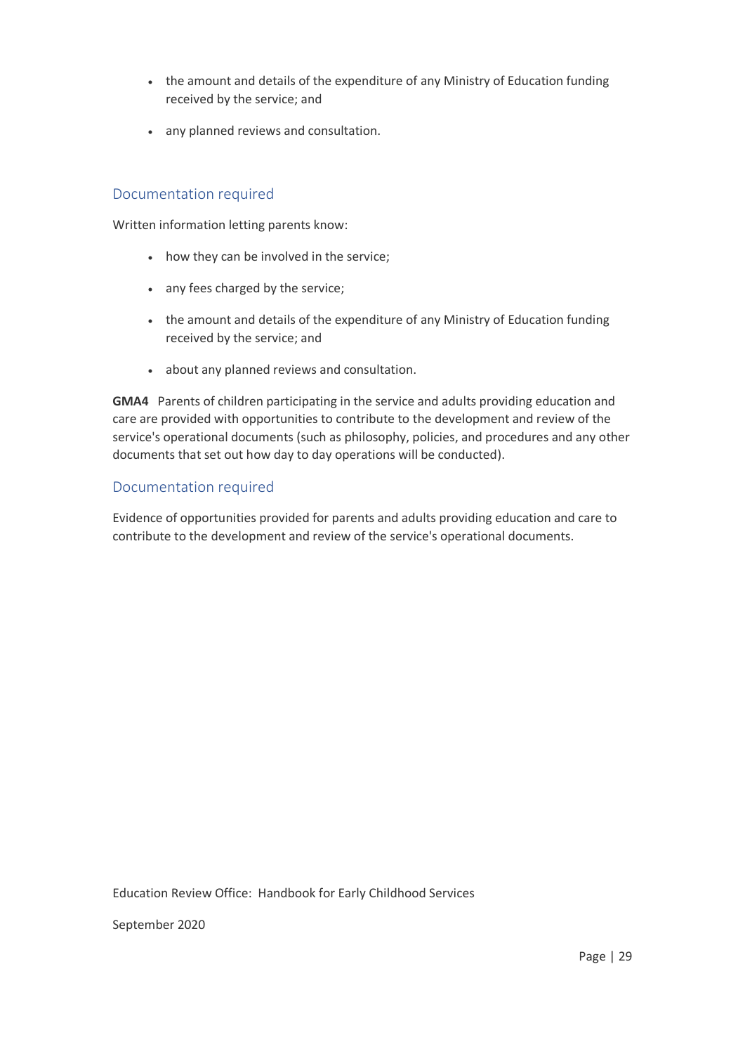- the amount and details of the expenditure of any Ministry of Education funding received by the service; and
- any planned reviews and consultation.

### Documentation required

Written information letting parents know:

- how they can be involved in the service;
- any fees charged by the service;
- the amount and details of the expenditure of any Ministry of Education funding received by the service; and
- about any planned reviews and consultation.

**GMA4** Parents of children participating in the service and adults providing education and care are provided with opportunities to contribute to the development and review of the service's operational documents (such as philosophy, policies, and procedures and any other documents that set out how day to day operations will be conducted).

### Documentation required

Evidence of opportunities provided for parents and adults providing education and care to contribute to the development and review of the service's operational documents.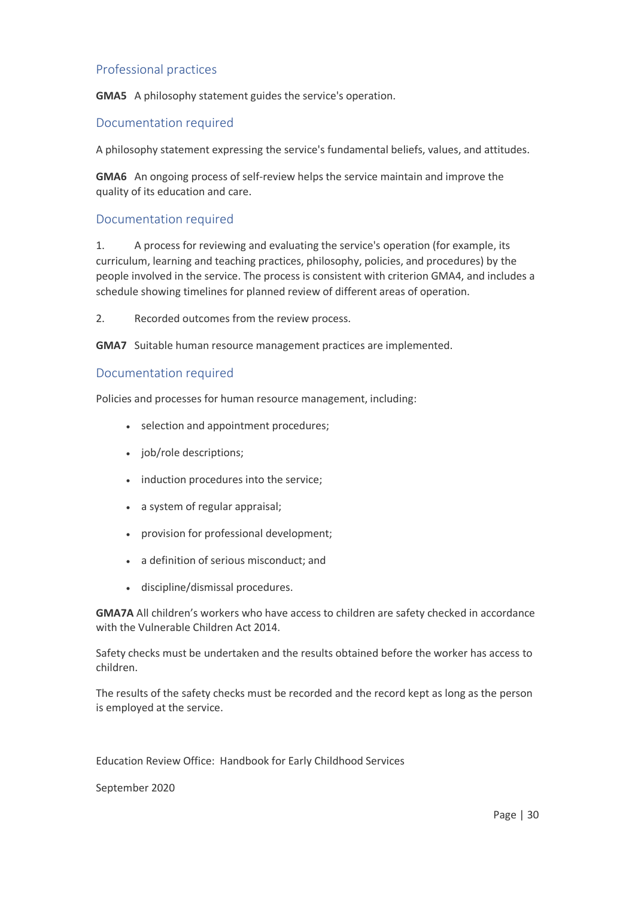## Professional practices

**GMA5** A philosophy statement guides the service's operation.

### Documentation required

A philosophy statement expressing the service's fundamental beliefs, values, and attitudes.

**GMA6** An ongoing process of self-review helps the service maintain and improve the quality of its education and care.

### Documentation required

1. A process for reviewing and evaluating the service's operation (for example, its curriculum, learning and teaching practices, philosophy, policies, and procedures) by the people involved in the service. The process is consistent with criterion GMA4, and includes a schedule showing timelines for planned review of different areas of operation.

2. Recorded outcomes from the review process.

**GMA7** Suitable human resource management practices are implemented.

### Documentation required

Policies and processes for human resource management, including:

- selection and appointment procedures;
- job/role descriptions;
- induction procedures into the service;
- a system of regular appraisal;
- provision for professional development;
- a definition of serious misconduct; and
- discipline/dismissal procedures.

**GMA7A** All children's workers who have access to children are safety checked in accordance with the Vulnerable Children Act 2014.

Safety checks must be undertaken and the results obtained before the worker has access to children.

The results of the safety checks must be recorded and the record kept as long as the person is employed at the service.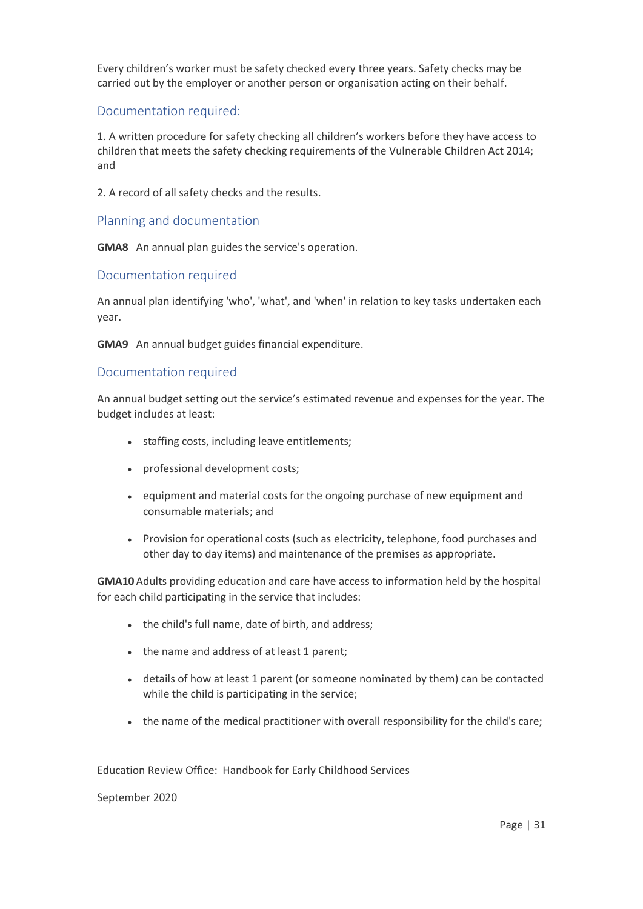Every children's worker must be safety checked every three years. Safety checks may be carried out by the employer or another person or organisation acting on their behalf.

### Documentation required:

1. A written procedure for safety checking all children's workers before they have access to children that meets the safety checking requirements of the Vulnerable Children Act 2014; and

2. A record of all safety checks and the results.

### Planning and documentation

**GMA8** An annual plan guides the service's operation.

### Documentation required

An annual plan identifying 'who', 'what', and 'when' in relation to key tasks undertaken each year.

**GMA9** An annual budget guides financial expenditure.

### Documentation required

An annual budget setting out the service's estimated revenue and expenses for the year. The budget includes at least:

- staffing costs, including leave entitlements;
- professional development costs;
- equipment and material costs for the ongoing purchase of new equipment and consumable materials; and
- Provision for operational costs (such as electricity, telephone, food purchases and other day to day items) and maintenance of the premises as appropriate.

**GMA10** Adults providing education and care have access to information held by the hospital for each child participating in the service that includes:

- the child's full name, date of birth, and address;
- the name and address of at least 1 parent;
- details of how at least 1 parent (or someone nominated by them) can be contacted while the child is participating in the service;
- the name of the medical practitioner with overall responsibility for the child's care;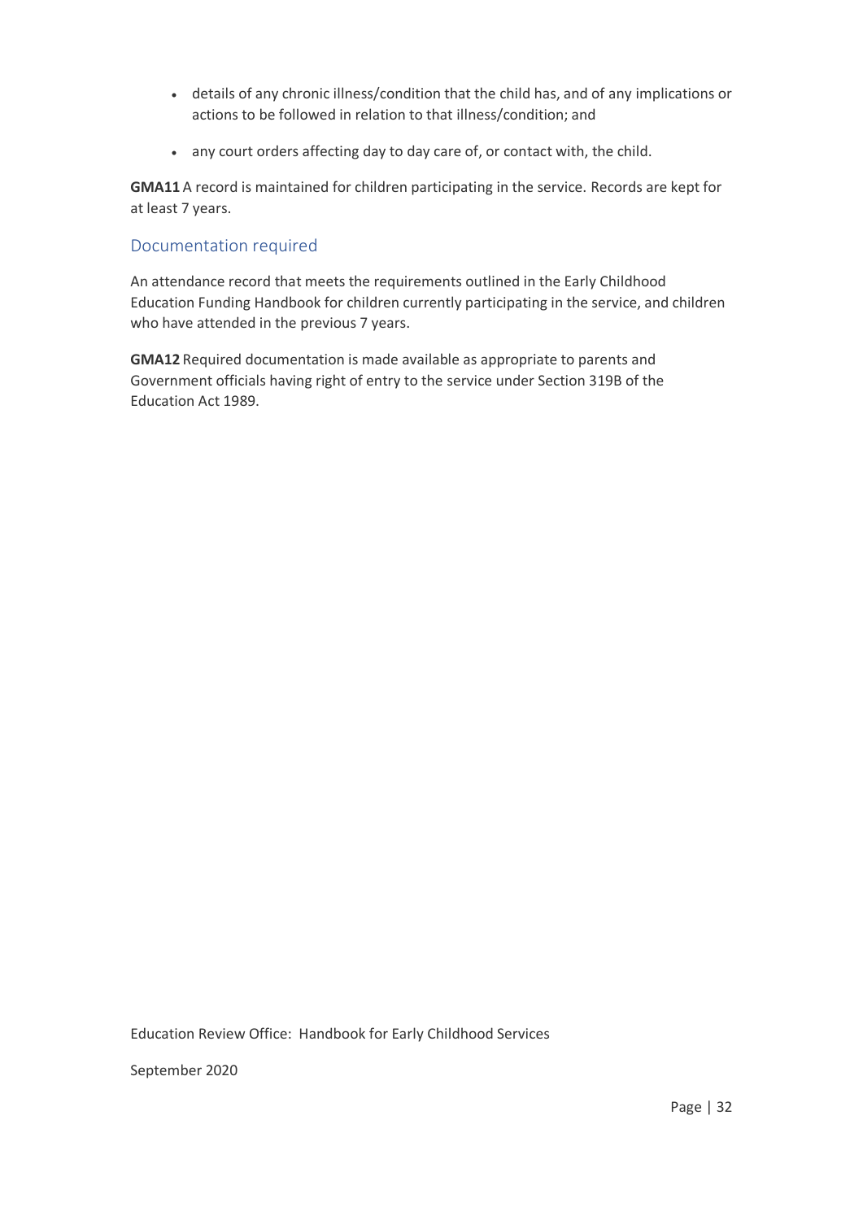- details of any chronic illness/condition that the child has, and of any implications or actions to be followed in relation to that illness/condition; and
- any court orders affecting day to day care of, or contact with, the child.

**GMA11** A record is maintained for children participating in the service. Records are kept for at least 7 years.

## Documentation required

An attendance record that meets the requirements outlined in the Early Childhood Education Funding Handbook for children currently participating in the service, and children who have attended in the previous 7 years.

**GMA12** Required documentation is made available as appropriate to parents and Government officials having right of entry to the service under Section 319B of the Education Act 1989.